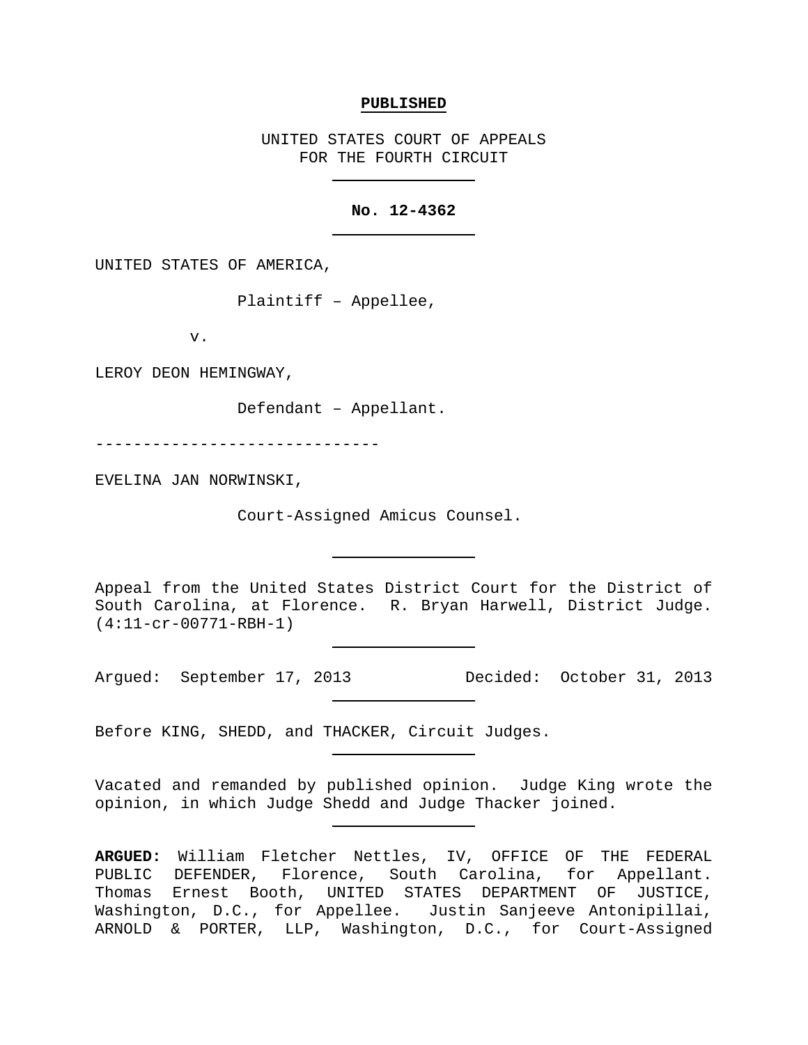**PUBLISHED**

UNITED STATES COURT OF APPEALS
FOR THE FOURTH CIRCUIT

---

**No. 12-4362**

---

UNITED STATES OF AMERICA,

Plaintiff – Appellee,

v.

LEROY DEON HEMINGWAY,

Defendant – Appellant.

------------------------------

EVELINA JAN NORWINSKI,

Court-Assigned Amicus Counsel.

---

Appeal from the United States District Court for the District of South Carolina, at Florence. R. Bryan Harwell, District Judge. (4:11-cr-00771-RBH-1)

---

Argued: September 17, 2013 Decided: October 31, 2013

---

Before KING, SHEDD, and THACKER, Circuit Judges.

---

Vacated and remanded by published opinion. Judge King wrote the opinion, in which Judge Shedd and Judge Thacker joined.

---

**ARGUED:** William Fletcher Nettles, IV, OFFICE OF THE FEDERAL PUBLIC DEFENDER, Florence, South Carolina, for Appellant. Thomas Ernest Booth, UNITED STATES DEPARTMENT OF JUSTICE, Washington, D.C., for Appellee. Justin Sanjeeve Antonipillai, ARNOLD & PORTER, LLP, Washington, D.C., for Court-Assigned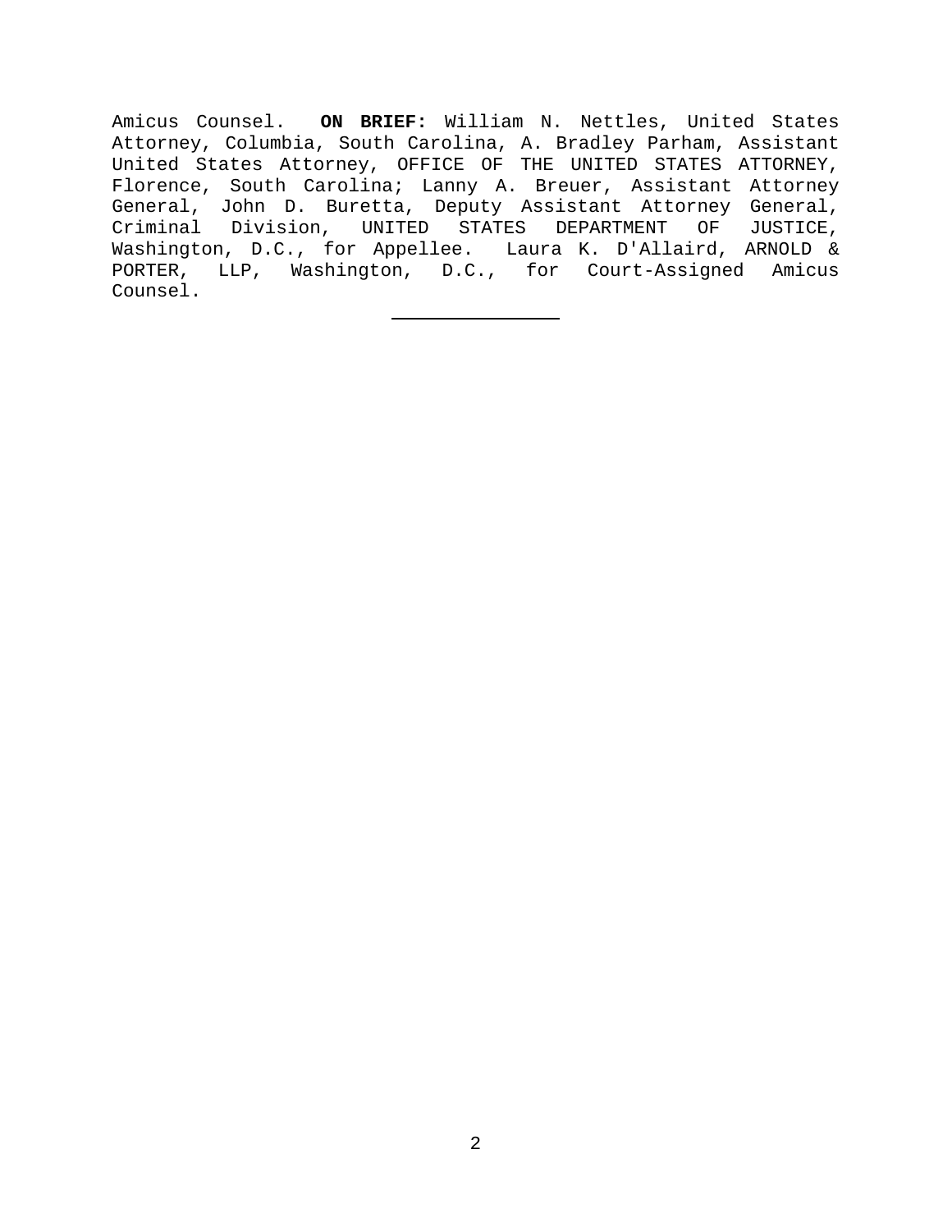Amicus Counsel. **ON BRIEF:** William N. Nettles, United States Attorney, Columbia, South Carolina, A. Bradley Parham, Assistant United States Attorney, OFFICE OF THE UNITED STATES ATTORNEY, Florence, South Carolina; Lanny A. Breuer, Assistant Attorney General, John D. Buretta, Deputy Assistant Attorney General, Criminal Division, UNITED STATES DEPARTMENT OF JUSTICE, Washington, D.C., for Appellee. Laura K. D'Allaird, ARNOLD & PORTER, LLP, Washington, D.C., for Court-Assigned Amicus Counsel.

---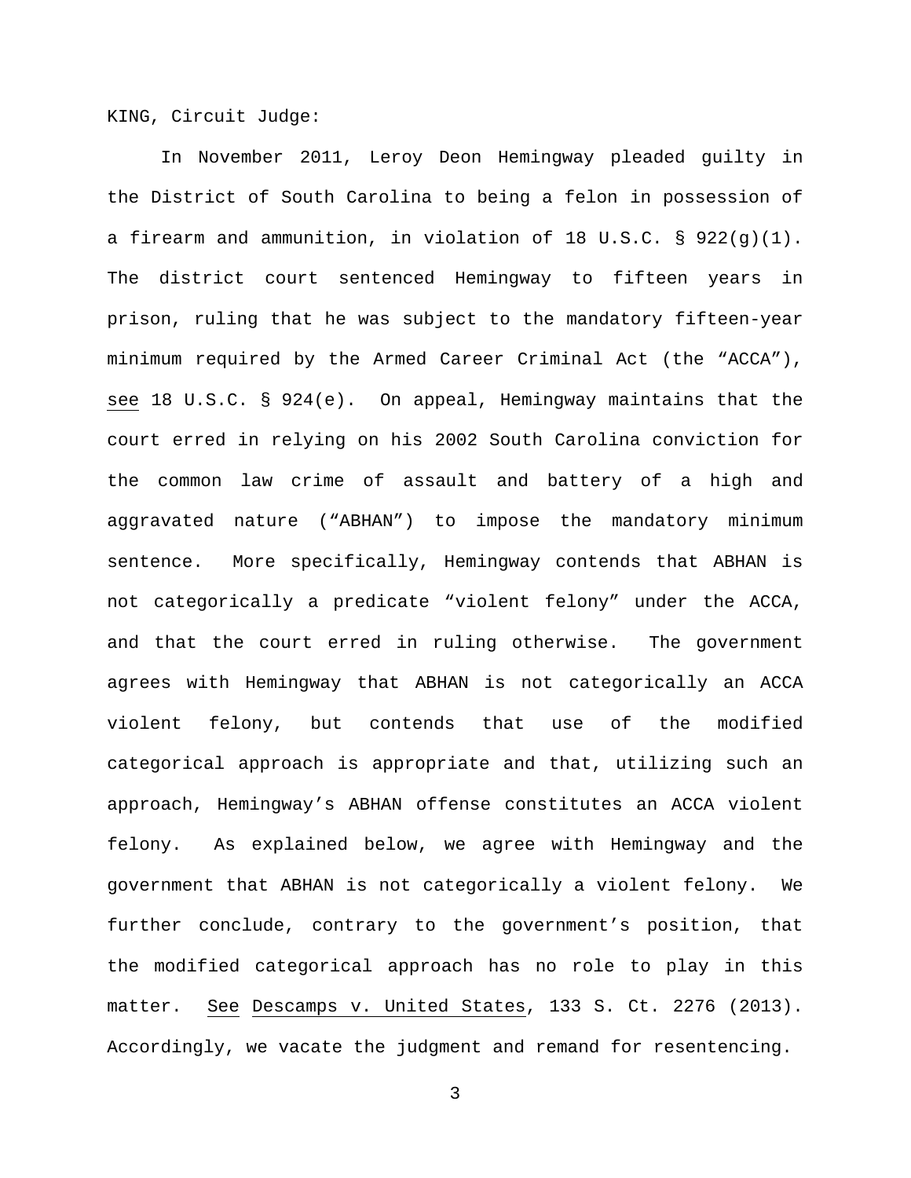KING, Circuit Judge:

In November 2011, Leroy Deon Hemingway pleaded guilty in the District of South Carolina to being a felon in possession of a firearm and ammunition, in violation of 18 U.S.C. § 922(g)(1). The district court sentenced Hemingway to fifteen years in prison, ruling that he was subject to the mandatory fifteen-year minimum required by the Armed Career Criminal Act (the "ACCA"), see 18 U.S.C. § 924(e). On appeal, Hemingway maintains that the court erred in relying on his 2002 South Carolina conviction for the common law crime of assault and battery of a high and aggravated nature ("ABHAN") to impose the mandatory minimum sentence. More specifically, Hemingway contends that ABHAN is not categorically a predicate "violent felony" under the ACCA, and that the court erred in ruling otherwise. The government agrees with Hemingway that ABHAN is not categorically an ACCA violent felony, but contends that use of the modified categorical approach is appropriate and that, utilizing such an approach, Hemingway's ABHAN offense constitutes an ACCA violent felony. As explained below, we agree with Hemingway and the government that ABHAN is not categorically a violent felony. We further conclude, contrary to the government's position, that the modified categorical approach has no role to play in this matter. See Descamps v. United States, 133 S. Ct. 2276 (2013). Accordingly, we vacate the judgment and remand for resentencing.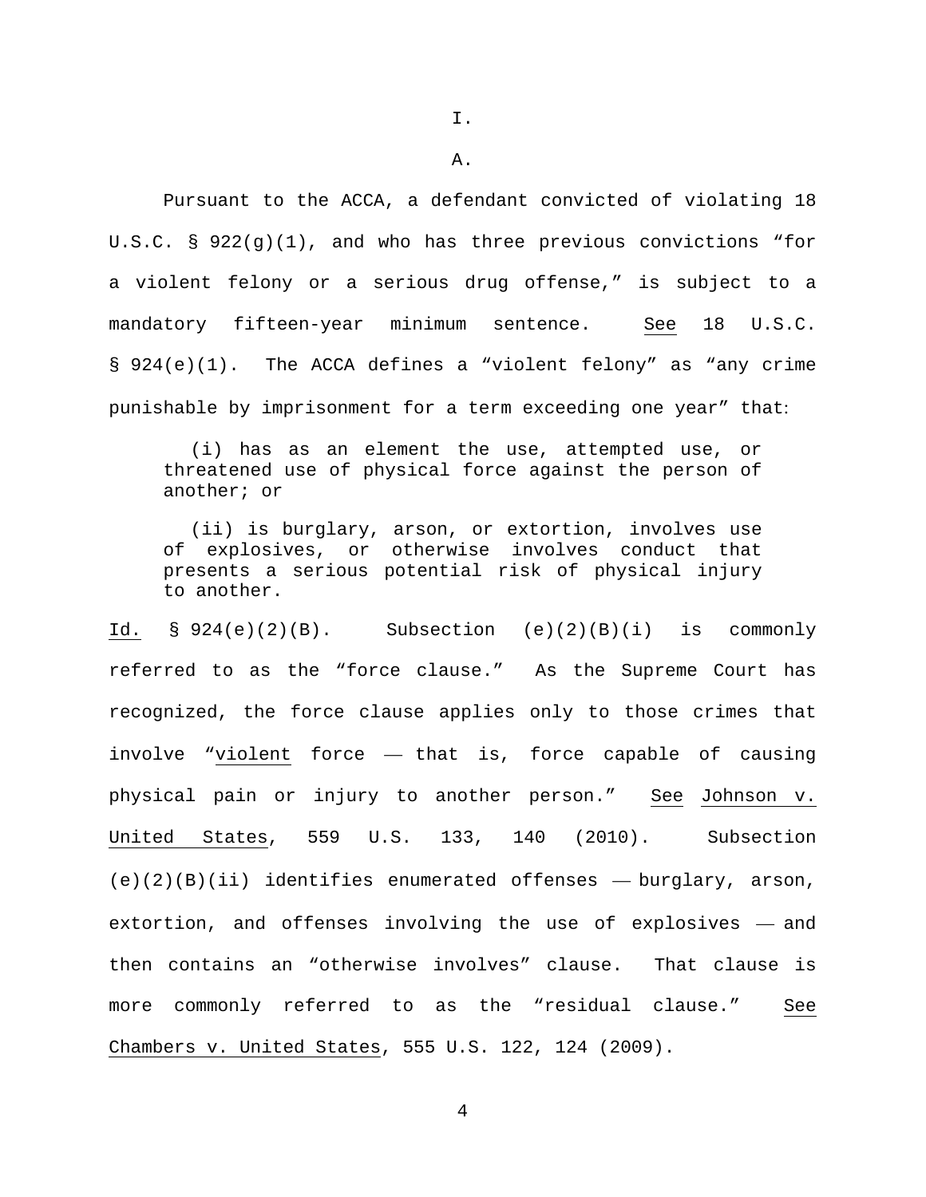I.

A.

Pursuant to the ACCA, a defendant convicted of violating 18 U.S.C. § 922(g)(1), and who has three previous convictions "for a violent felony or a serious drug offense," is subject to a mandatory fifteen-year minimum sentence. See 18 U.S.C. § 924(e)(1). The ACCA defines a "violent felony" as "any crime punishable by imprisonment for a term exceeding one year" that:

> (i) has as an element the use, attempted use, or threatened use of physical force against the person of another; or
>
> (ii) is burglary, arson, or extortion, involves use of explosives, or otherwise involves conduct that presents a serious potential risk of physical injury to another.

Id. § 924(e)(2)(B). Subsection (e)(2)(B)(i) is commonly referred to as the "force clause." As the Supreme Court has recognized, the force clause applies only to those crimes that involve "violent force — that is, force capable of causing physical pain or injury to another person." See Johnson v. United States, 559 U.S. 133, 140 (2010). Subsection (e)(2)(B)(ii) identifies enumerated offenses — burglary, arson, extortion, and offenses involving the use of explosives — and then contains an "otherwise involves" clause. That clause is more commonly referred to as the "residual clause." See Chambers v. United States, 555 U.S. 122, 124 (2009).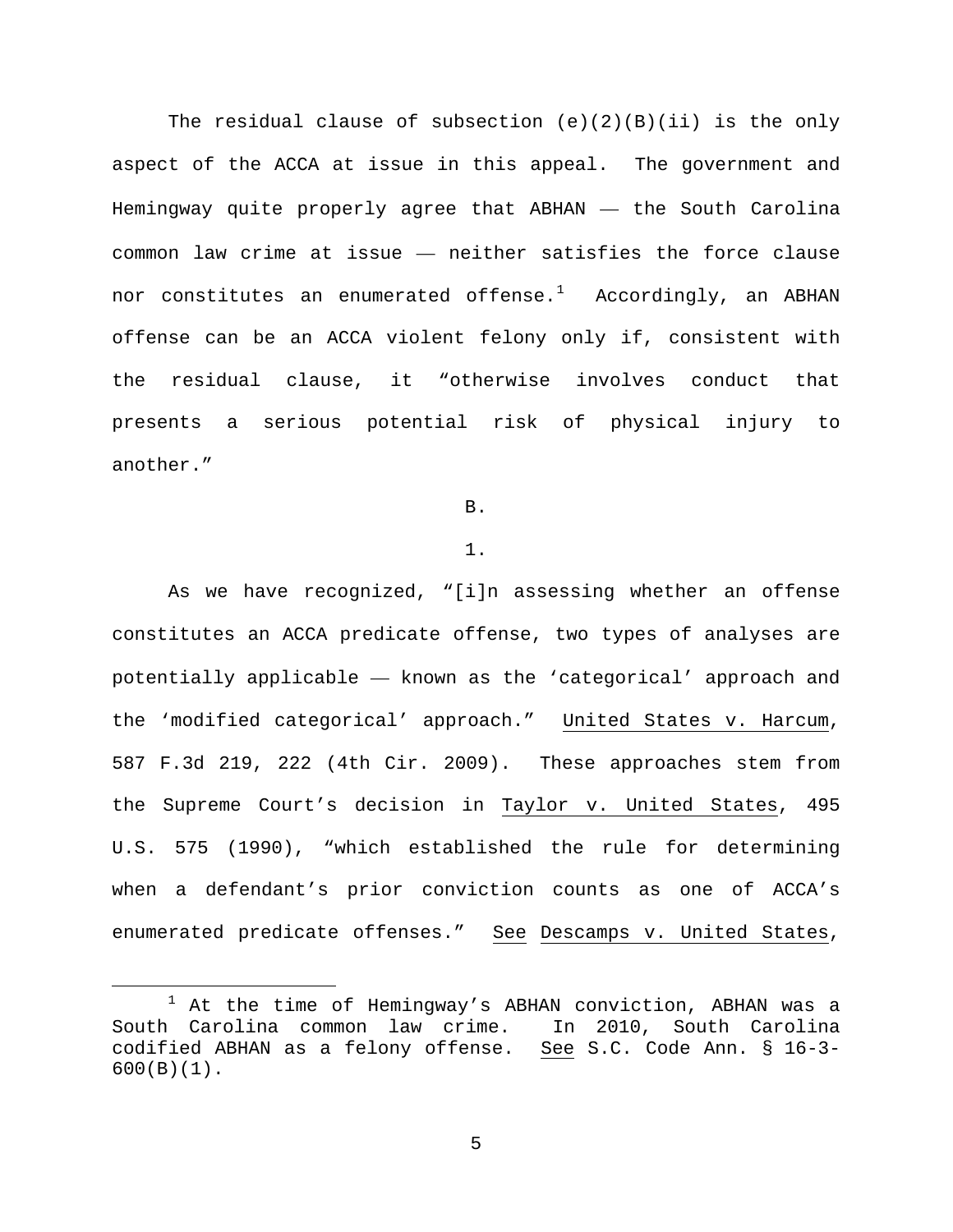The residual clause of subsection (e)(2)(B)(ii) is the only aspect of the ACCA at issue in this appeal. The government and Hemingway quite properly agree that ABHAN — the South Carolina common law crime at issue — neither satisfies the force clause nor constitutes an enumerated offense.[1] Accordingly, an ABHAN offense can be an ACCA violent felony only if, consistent with the residual clause, it "otherwise involves conduct that presents a serious potential risk of physical injury to another."

B.

1.

As we have recognized, "[i]n assessing whether an offense constitutes an ACCA predicate offense, two types of analyses are potentially applicable — known as the 'categorical' approach and the 'modified categorical' approach." United States v. Harcum, 587 F.3d 219, 222 (4th Cir. 2009). These approaches stem from the Supreme Court's decision in Taylor v. United States, 495 U.S. 575 (1990), "which established the rule for determining when a defendant's prior conviction counts as one of ACCA's enumerated predicate offenses." See Descamps v. United States,

---

[1] At the time of Hemingway's ABHAN conviction, ABHAN was a South Carolina common law crime. In 2010, South Carolina codified ABHAN as a felony offense. See S.C. Code Ann. § 16-3-600(B)(1).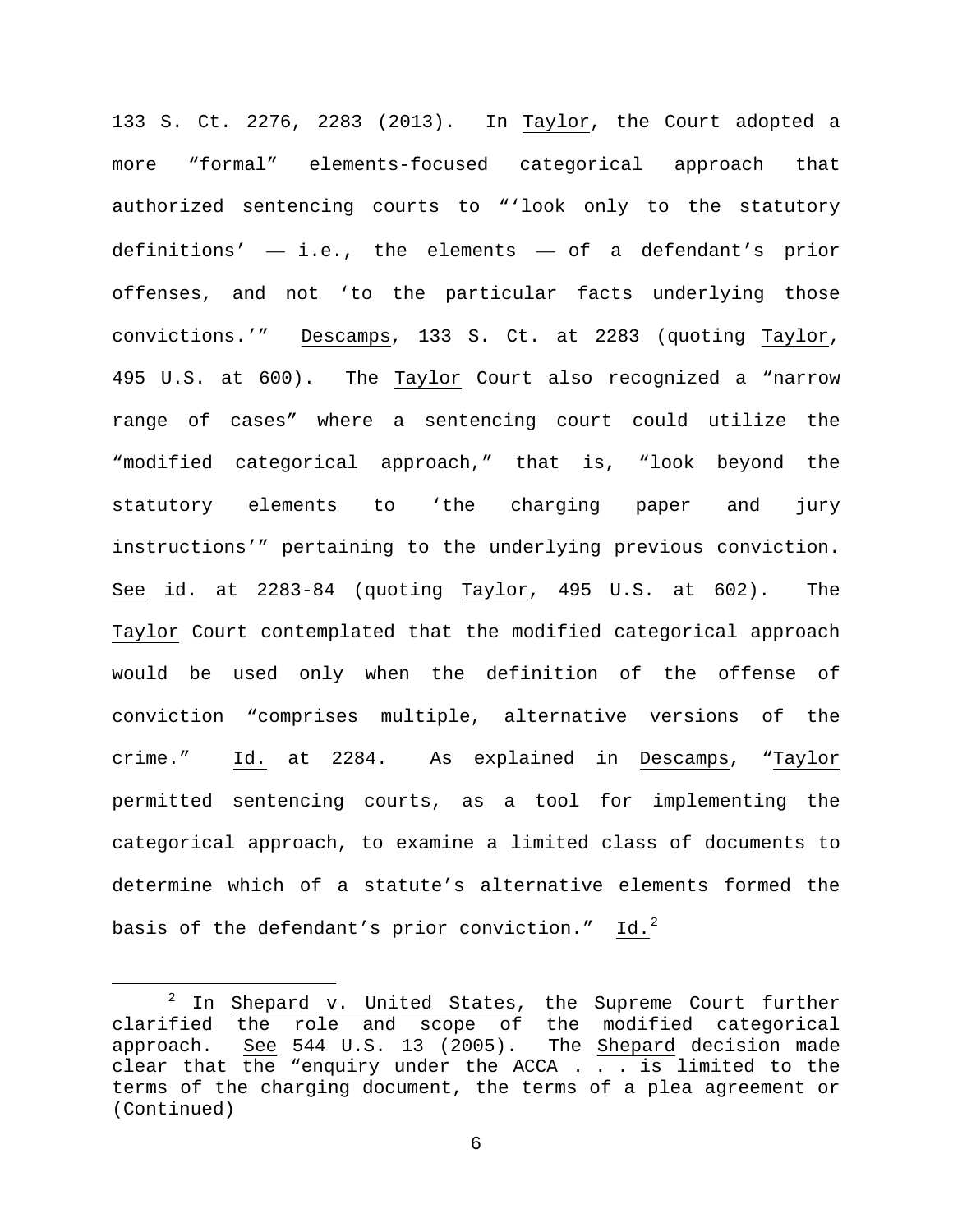133 S. Ct. 2276, 2283 (2013). In Taylor, the Court adopted a more "formal" elements-focused categorical approach that authorized sentencing courts to "'look only to the statutory definitions' — i.e., the elements — of a defendant's prior offenses, and not 'to the particular facts underlying those convictions.'" Descamps, 133 S. Ct. at 2283 (quoting Taylor, 495 U.S. at 600). The Taylor Court also recognized a "narrow range of cases" where a sentencing court could utilize the "modified categorical approach," that is, "look beyond the statutory elements to 'the charging paper and jury instructions'" pertaining to the underlying previous conviction. See id. at 2283-84 (quoting Taylor, 495 U.S. at 602). The Taylor Court contemplated that the modified categorical approach would be used only when the definition of the offense of conviction "comprises multiple, alternative versions of the crime." Id. at 2284. As explained in Descamps, "Taylor permitted sentencing courts, as a tool for implementing the categorical approach, to examine a limited class of documents to determine which of a statute's alternative elements formed the basis of the defendant's prior conviction." Id.[2]

[2] In Shepard v. United States, the Supreme Court further clarified the role and scope of the modified categorical approach. See 544 U.S. 13 (2005). The Shepard decision made clear that the "enquiry under the ACCA . . . is limited to the terms of the charging document, the terms of a plea agreement or (Continued)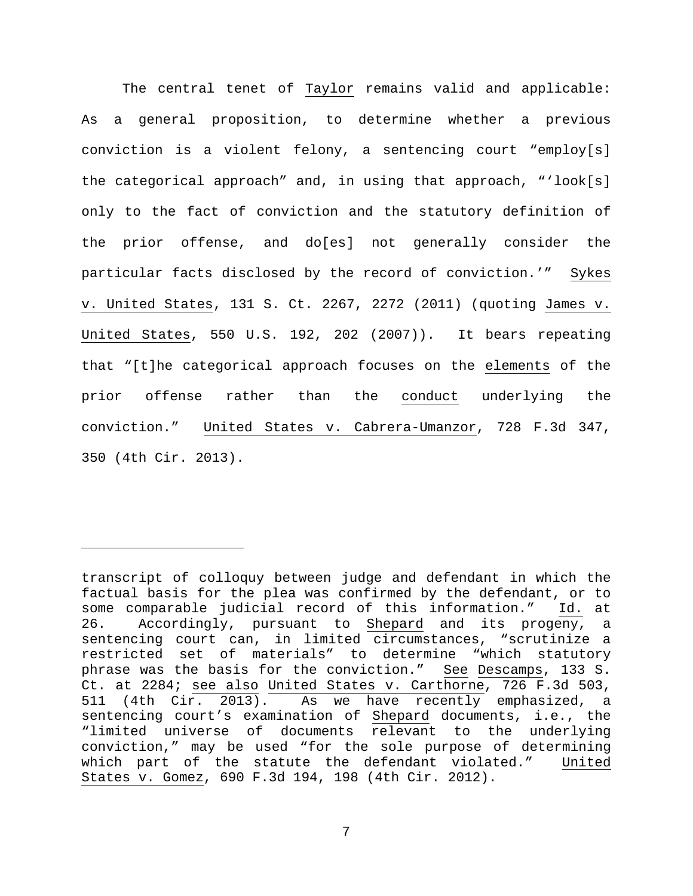The central tenet of Taylor remains valid and applicable: As a general proposition, to determine whether a previous conviction is a violent felony, a sentencing court "employ[s] the categorical approach" and, in using that approach, "'look[s] only to the fact of conviction and the statutory definition of the prior offense, and do[es] not generally consider the particular facts disclosed by the record of conviction.'" Sykes v. United States, 131 S. Ct. 2267, 2272 (2011) (quoting James v. United States, 550 U.S. 192, 202 (2007)). It bears repeating that "[t]he categorical approach focuses on the elements of the prior offense rather than the conduct underlying the conviction." United States v. Cabrera-Umanzor, 728 F.3d 347, 350 (4th Cir. 2013).

---

transcript of colloquy between judge and defendant in which the factual basis for the plea was confirmed by the defendant, or to some comparable judicial record of this information." Id. at 26. Accordingly, pursuant to Shepard and its progeny, a sentencing court can, in limited circumstances, "scrutinize a restricted set of materials" to determine "which statutory phrase was the basis for the conviction." See Descamps, 133 S. Ct. at 2284; see also United States v. Carthorne, 726 F.3d 503, 511 (4th Cir. 2013). As we have recently emphasized, a sentencing court's examination of Shepard documents, i.e., the "limited universe of documents relevant to the underlying conviction," may be used "for the sole purpose of determining which part of the statute the defendant violated." United States v. Gomez, 690 F.3d 194, 198 (4th Cir. 2012).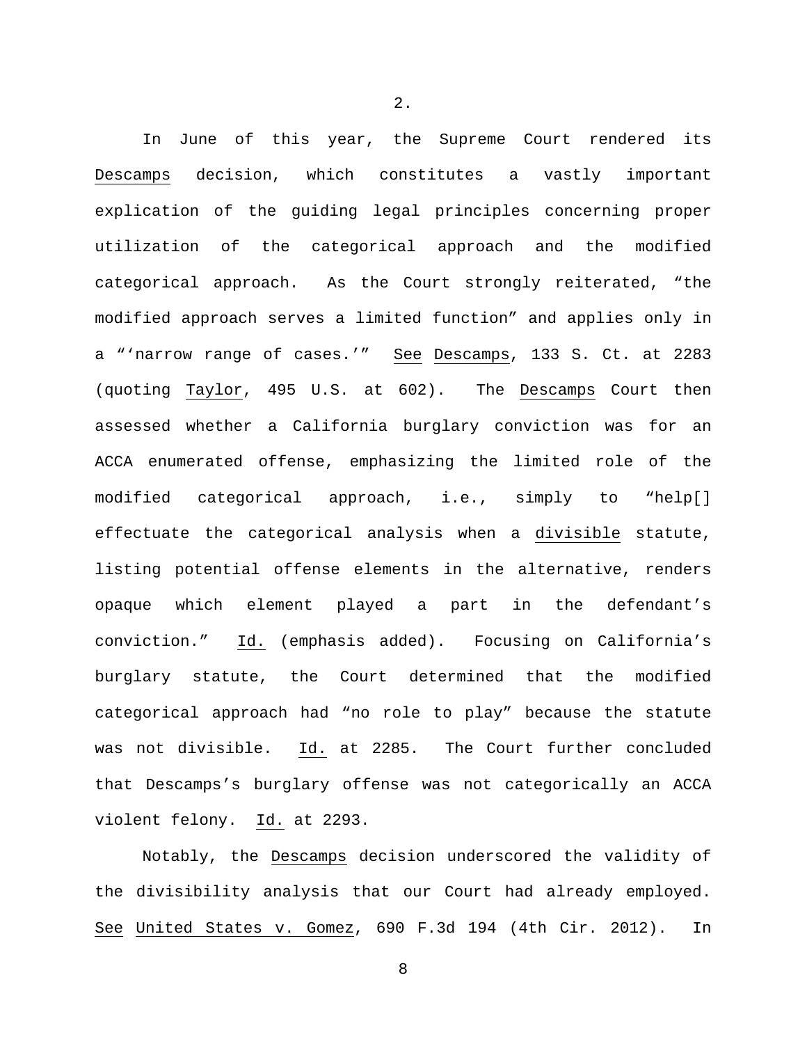2.

In June of this year, the Supreme Court rendered its Descamps decision, which constitutes a vastly important explication of the guiding legal principles concerning proper utilization of the categorical approach and the modified categorical approach. As the Court strongly reiterated, "the modified approach serves a limited function" and applies only in a "'narrow range of cases.'" See Descamps, 133 S. Ct. at 2283 (quoting Taylor, 495 U.S. at 602). The Descamps Court then assessed whether a California burglary conviction was for an ACCA enumerated offense, emphasizing the limited role of the modified categorical approach, i.e., simply to "help[] effectuate the categorical analysis when a *divisible* statute, listing potential offense elements in the alternative, renders opaque which element played a part in the defendant's conviction." Id. (emphasis added). Focusing on California's burglary statute, the Court determined that the modified categorical approach had "no role to play" because the statute was not divisible. Id. at 2285. The Court further concluded that Descamps's burglary offense was not categorically an ACCA violent felony. Id. at 2293.

Notably, the Descamps decision underscored the validity of the divisibility analysis that our Court had already employed. See United States v. Gomez, 690 F.3d 194 (4th Cir. 2012). In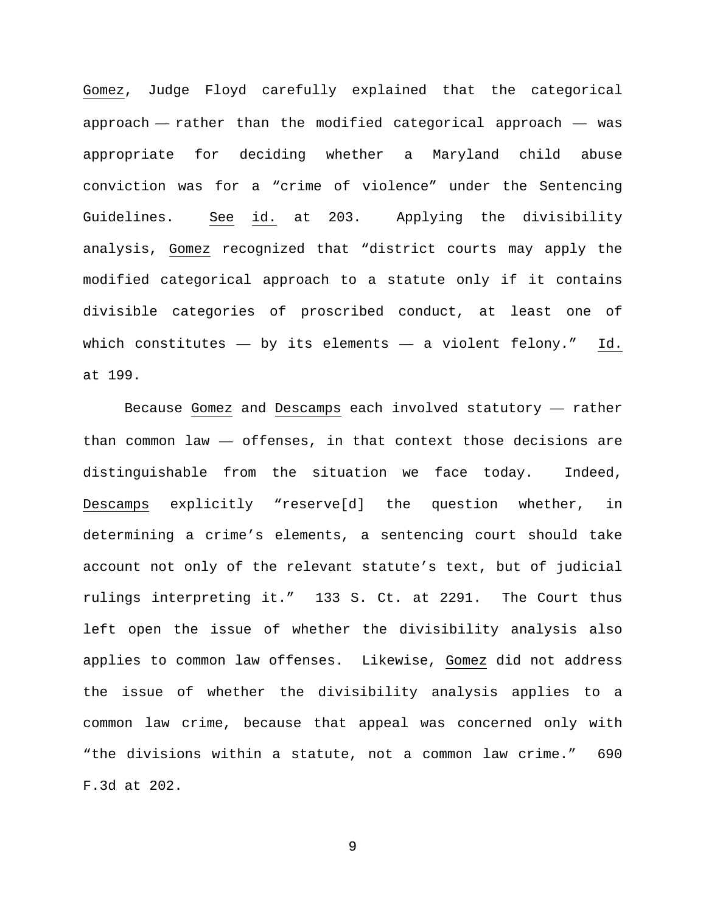Gomez, Judge Floyd carefully explained that the categorical approach — rather than the modified categorical approach — was appropriate for deciding whether a Maryland child abuse conviction was for a "crime of violence" under the Sentencing Guidelines. See id. at 203. Applying the divisibility analysis, Gomez recognized that "district courts may apply the modified categorical approach to a statute only if it contains divisible categories of proscribed conduct, at least one of which constitutes — by its elements — a violent felony." Id. at 199.

Because Gomez and Descamps each involved statutory — rather than common law — offenses, in that context those decisions are distinguishable from the situation we face today. Indeed, Descamps explicitly "reserve[d] the question whether, in determining a crime's elements, a sentencing court should take account not only of the relevant statute's text, but of judicial rulings interpreting it." 133 S. Ct. at 2291. The Court thus left open the issue of whether the divisibility analysis also applies to common law offenses. Likewise, Gomez did not address the issue of whether the divisibility analysis applies to a common law crime, because that appeal was concerned only with "the divisions within a statute, not a common law crime." 690 F.3d at 202.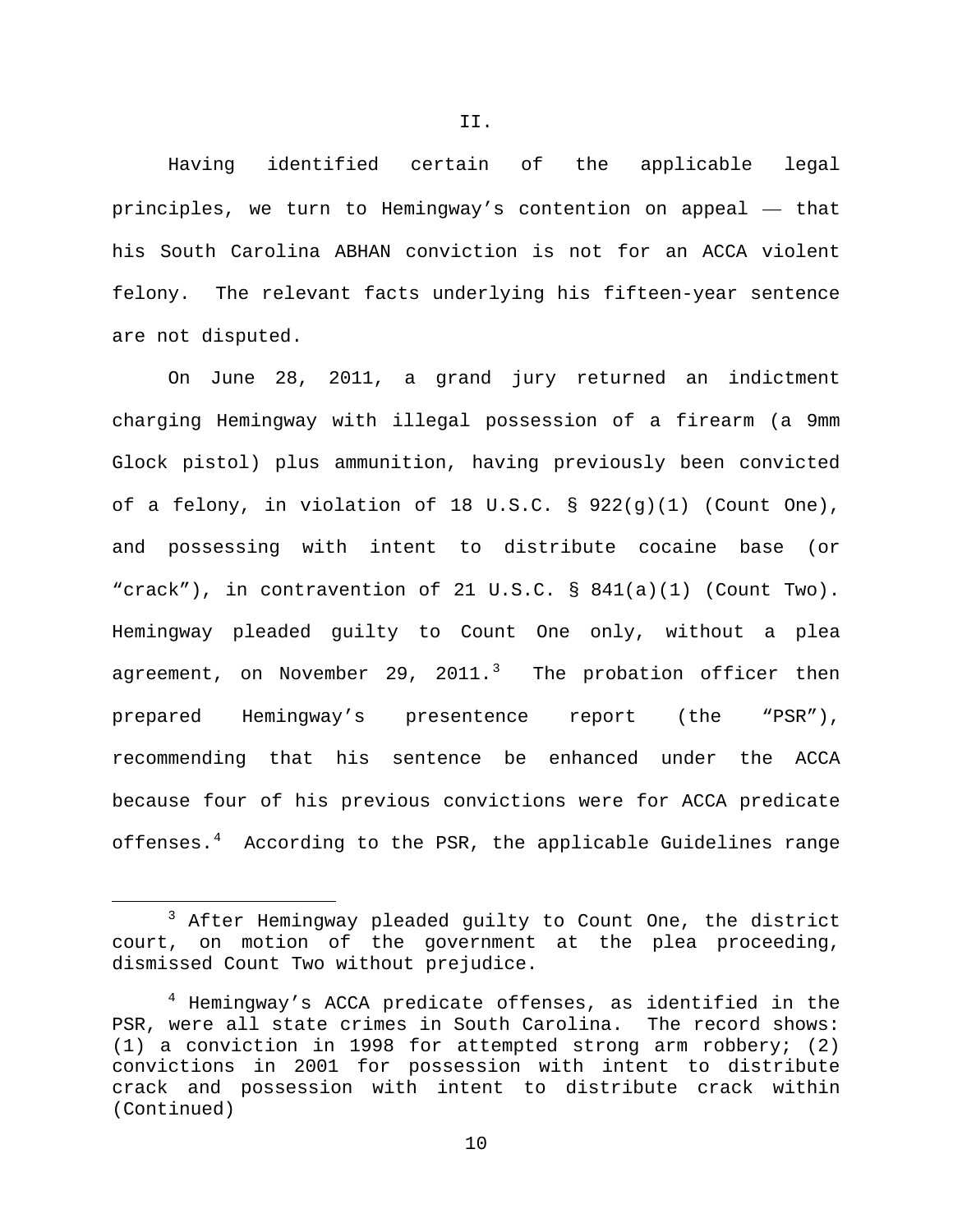II.

Having identified certain of the applicable legal principles, we turn to Hemingway's contention on appeal — that his South Carolina ABHAN conviction is not for an ACCA violent felony. The relevant facts underlying his fifteen-year sentence are not disputed.

On June 28, 2011, a grand jury returned an indictment charging Hemingway with illegal possession of a firearm (a 9mm Glock pistol) plus ammunition, having previously been convicted of a felony, in violation of 18 U.S.C. § 922(g)(1) (Count One), and possessing with intent to distribute cocaine base (or "crack"), in contravention of 21 U.S.C. § 841(a)(1) (Count Two). Hemingway pleaded guilty to Count One only, without a plea agreement, on November 29, 2011.[3] The probation officer then prepared Hemingway's presentence report (the "PSR"), recommending that his sentence be enhanced under the ACCA because four of his previous convictions were for ACCA predicate offenses.[4] According to the PSR, the applicable Guidelines range

---

[3] After Hemingway pleaded guilty to Count One, the district court, on motion of the government at the plea proceeding, dismissed Count Two without prejudice.

[4] Hemingway's ACCA predicate offenses, as identified in the PSR, were all state crimes in South Carolina. The record shows: (1) a conviction in 1998 for attempted strong arm robbery; (2) convictions in 2001 for possession with intent to distribute crack and possession with intent to distribute crack within (Continued)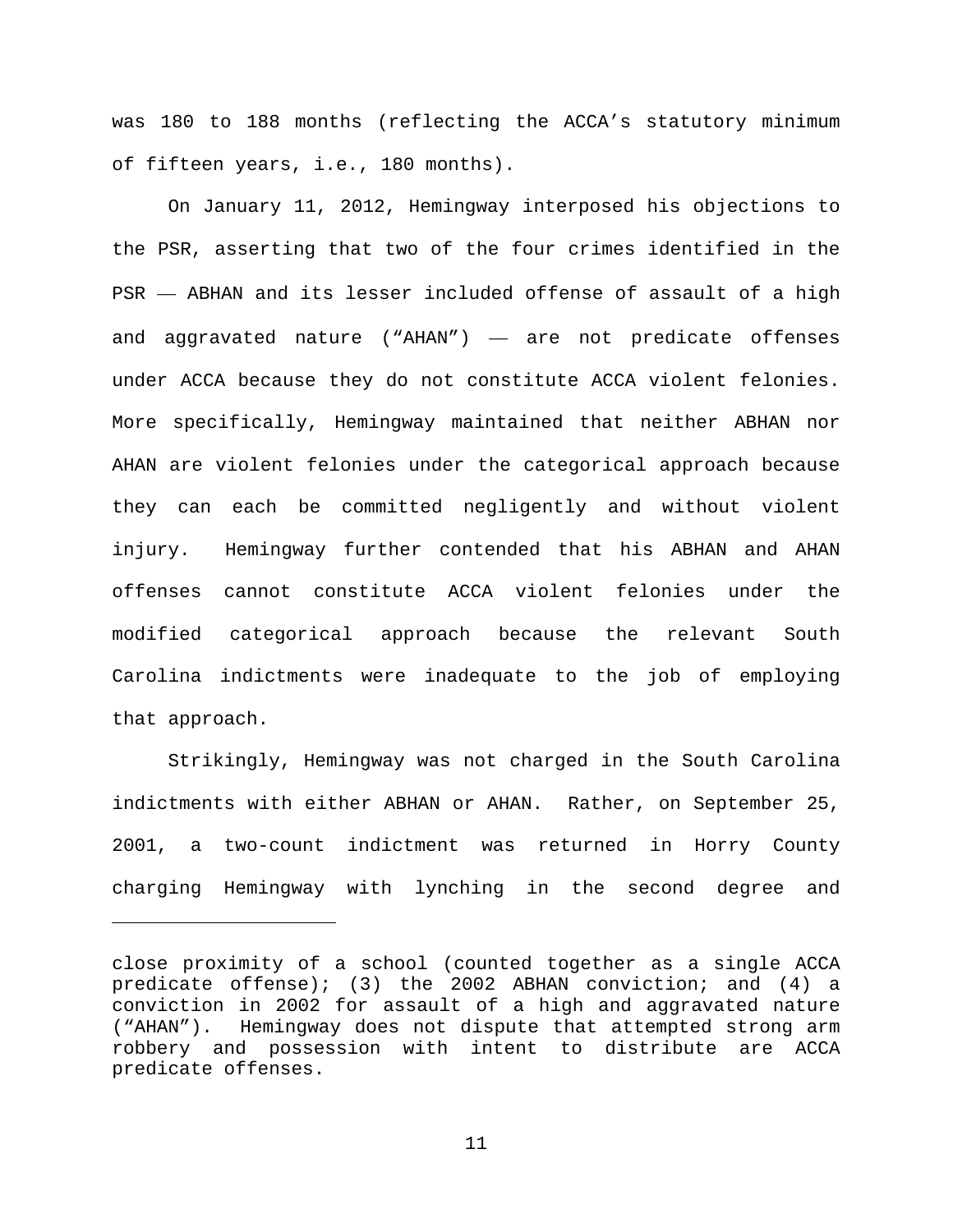was 180 to 188 months (reflecting the ACCA's statutory minimum of fifteen years, i.e., 180 months).

On January 11, 2012, Hemingway interposed his objections to the PSR, asserting that two of the four crimes identified in the PSR — ABHAN and its lesser included offense of assault of a high and aggravated nature ("AHAN") — are not predicate offenses under ACCA because they do not constitute ACCA violent felonies. More specifically, Hemingway maintained that neither ABHAN nor AHAN are violent felonies under the categorical approach because they can each be committed negligently and without violent injury. Hemingway further contended that his ABHAN and AHAN offenses cannot constitute ACCA violent felonies under the modified categorical approach because the relevant South Carolina indictments were inadequate to the job of employing that approach.

Strikingly, Hemingway was not charged in the South Carolina indictments with either ABHAN or AHAN. Rather, on September 25, 2001, a two-count indictment was returned in Horry County charging Hemingway with lynching in the second degree and

---

close proximity of a school (counted together as a single ACCA predicate offense); (3) the 2002 ABHAN conviction; and (4) a conviction in 2002 for assault of a high and aggravated nature ("AHAN"). Hemingway does not dispute that attempted strong arm robbery and possession with intent to distribute are ACCA predicate offenses.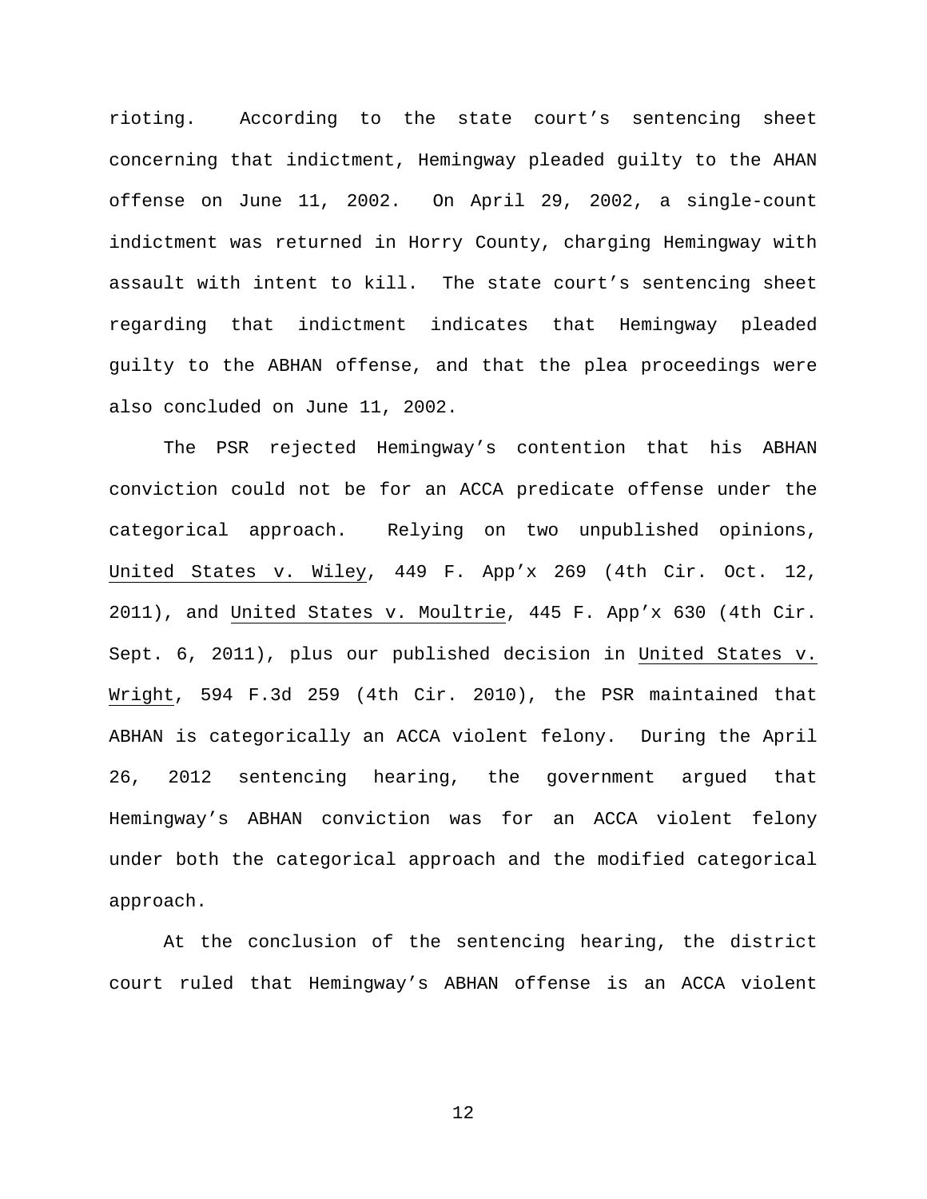rioting. According to the state court's sentencing sheet concerning that indictment, Hemingway pleaded guilty to the AHAN offense on June 11, 2002. On April 29, 2002, a single-count indictment was returned in Horry County, charging Hemingway with assault with intent to kill. The state court's sentencing sheet regarding that indictment indicates that Hemingway pleaded guilty to the ABHAN offense, and that the plea proceedings were also concluded on June 11, 2002.

The PSR rejected Hemingway's contention that his ABHAN conviction could not be for an ACCA predicate offense under the categorical approach. Relying on two unpublished opinions, United States v. Wiley, 449 F. App'x 269 (4th Cir. Oct. 12, 2011), and United States v. Moultrie, 445 F. App'x 630 (4th Cir. Sept. 6, 2011), plus our published decision in United States v. Wright, 594 F.3d 259 (4th Cir. 2010), the PSR maintained that ABHAN is categorically an ACCA violent felony. During the April 26, 2012 sentencing hearing, the government argued that Hemingway's ABHAN conviction was for an ACCA violent felony under both the categorical approach and the modified categorical approach.

At the conclusion of the sentencing hearing, the district court ruled that Hemingway's ABHAN offense is an ACCA violent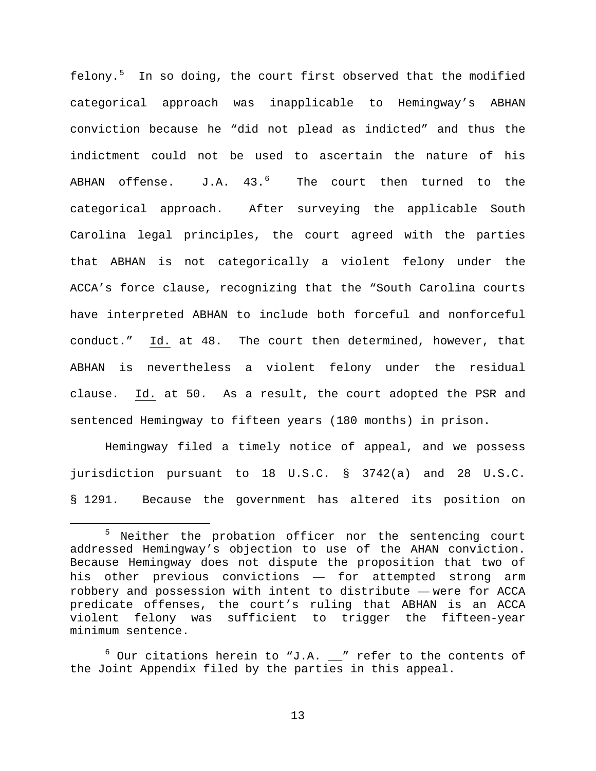felony.[5] In so doing, the court first observed that the modified categorical approach was inapplicable to Hemingway's ABHAN conviction because he "did not plead as indicted" and thus the indictment could not be used to ascertain the nature of his ABHAN offense. J.A. 43.[6] The court then turned to the categorical approach. After surveying the applicable South Carolina legal principles, the court agreed with the parties that ABHAN is not categorically a violent felony under the ACCA's force clause, recognizing that the "South Carolina courts have interpreted ABHAN to include both forceful and nonforceful conduct." Id. at 48. The court then determined, however, that ABHAN is nevertheless a violent felony under the residual clause. Id. at 50. As a result, the court adopted the PSR and sentenced Hemingway to fifteen years (180 months) in prison.

Hemingway filed a timely notice of appeal, and we possess jurisdiction pursuant to 18 U.S.C. § 3742(a) and 28 U.S.C. § 1291. Because the government has altered its position on

---

[5] Neither the probation officer nor the sentencing court addressed Hemingway's objection to use of the AHAN conviction. Because Hemingway does not dispute the proposition that two of his other previous convictions — for attempted strong arm robbery and possession with intent to distribute — were for ACCA predicate offenses, the court's ruling that ABHAN is an ACCA violent felony was sufficient to trigger the fifteen-year minimum sentence.

[6] Our citations herein to "J.A. __" refer to the contents of the Joint Appendix filed by the parties in this appeal.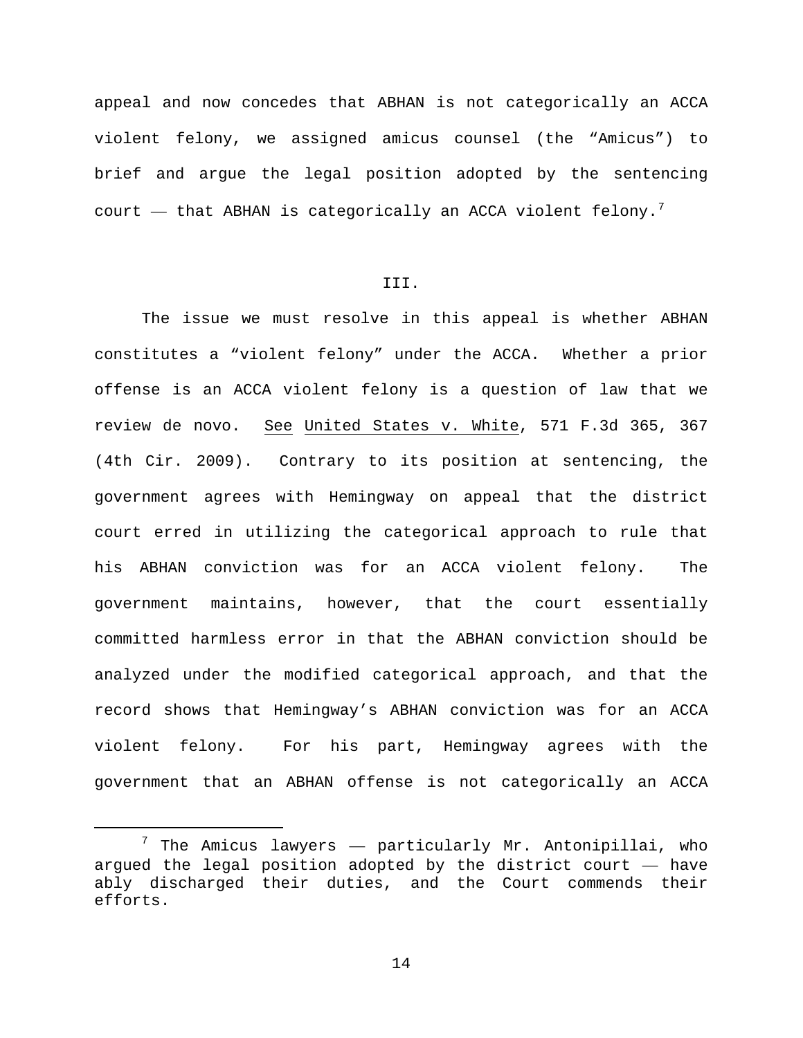appeal and now concedes that ABHAN is not categorically an ACCA violent felony, we assigned amicus counsel (the "Amicus") to brief and argue the legal position adopted by the sentencing court — that ABHAN is categorically an ACCA violent felony.[7]

III.

The issue we must resolve in this appeal is whether ABHAN constitutes a "violent felony" under the ACCA. Whether a prior offense is an ACCA violent felony is a question of law that we review de novo. See United States v. White, 571 F.3d 365, 367 (4th Cir. 2009). Contrary to its position at sentencing, the government agrees with Hemingway on appeal that the district court erred in utilizing the categorical approach to rule that his ABHAN conviction was for an ACCA violent felony. The government maintains, however, that the court essentially committed harmless error in that the ABHAN conviction should be analyzed under the modified categorical approach, and that the record shows that Hemingway's ABHAN conviction was for an ACCA violent felony. For his part, Hemingway agrees with the government that an ABHAN offense is not categorically an ACCA

[7] The Amicus lawyers — particularly Mr. Antonipillai, who argued the legal position adopted by the district court — have ably discharged their duties, and the Court commends their efforts.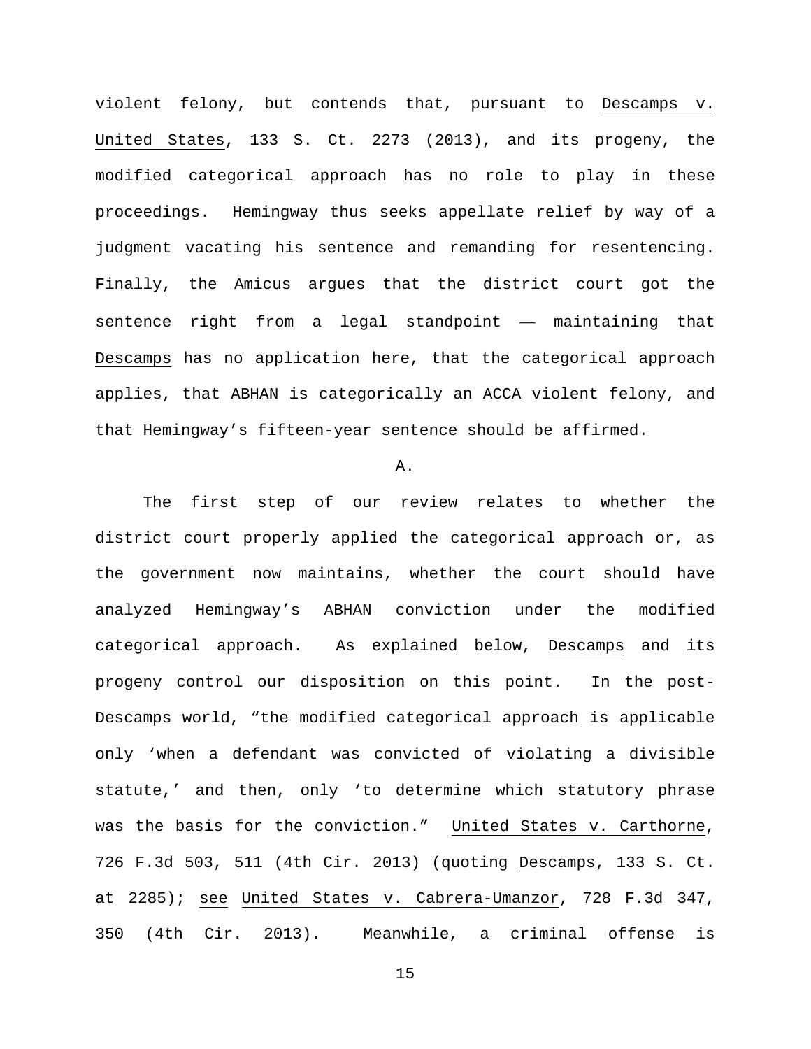violent felony, but contends that, pursuant to Descamps v. United States, 133 S. Ct. 2273 (2013), and its progeny, the modified categorical approach has no role to play in these proceedings. Hemingway thus seeks appellate relief by way of a judgment vacating his sentence and remanding for resentencing. Finally, the Amicus argues that the district court got the sentence right from a legal standpoint — maintaining that Descamps has no application here, that the categorical approach applies, that ABHAN is categorically an ACCA violent felony, and that Hemingway's fifteen-year sentence should be affirmed.

A.

The first step of our review relates to whether the district court properly applied the categorical approach or, as the government now maintains, whether the court should have analyzed Hemingway's ABHAN conviction under the modified categorical approach. As explained below, Descamps and its progeny control our disposition on this point. In the post-Descamps world, "the modified categorical approach is applicable only 'when a defendant was convicted of violating a divisible statute,' and then, only 'to determine which statutory phrase was the basis for the conviction." United States v. Carthorne, 726 F.3d 503, 511 (4th Cir. 2013) (quoting Descamps, 133 S. Ct. at 2285); see United States v. Cabrera-Umanzor, 728 F.3d 347, 350 (4th Cir. 2013). Meanwhile, a criminal offense is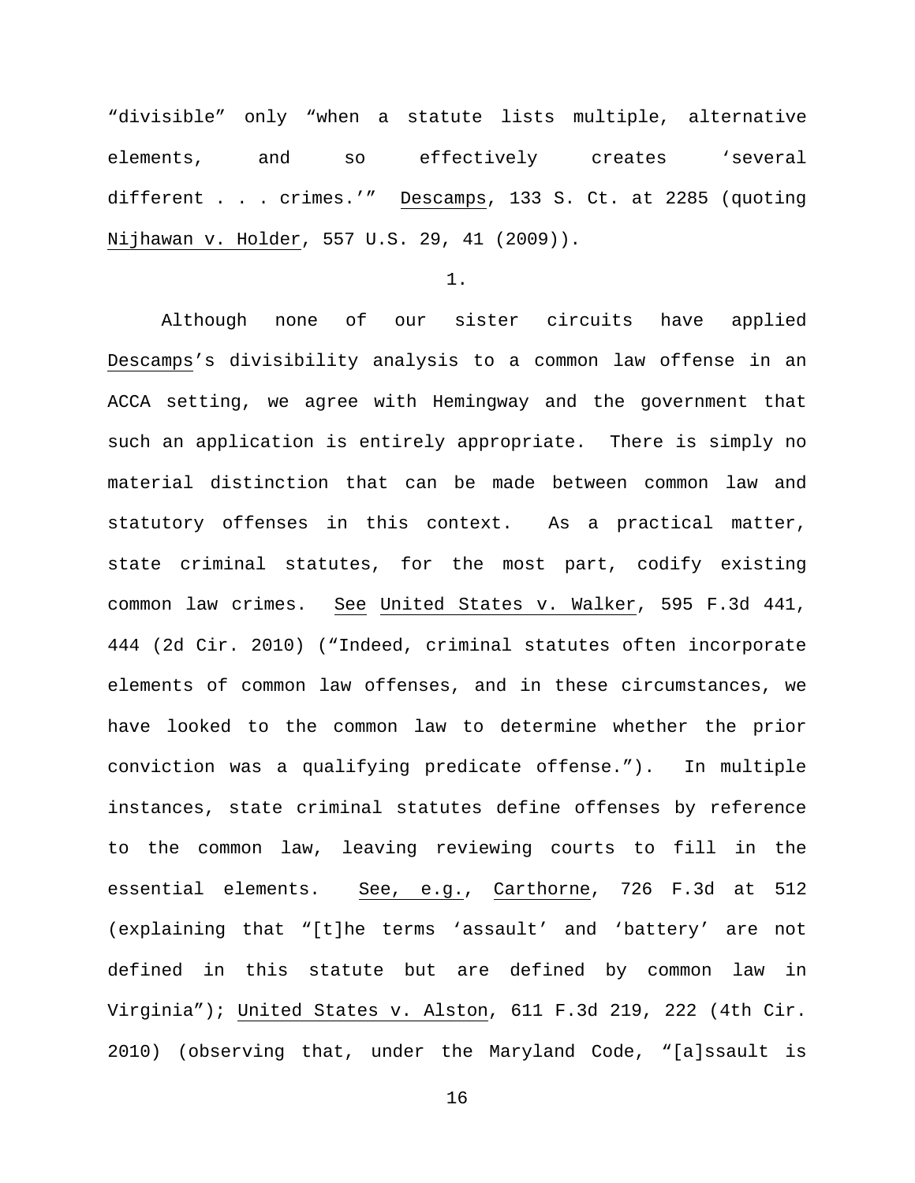"divisible" only "when a statute lists multiple, alternative elements, and so effectively creates 'several different . . . crimes.'" Descamps, 133 S. Ct. at 2285 (quoting Nijhawan v. Holder, 557 U.S. 29, 41 (2009)).

1.

Although none of our sister circuits have applied Descamps's divisibility analysis to a common law offense in an ACCA setting, we agree with Hemingway and the government that such an application is entirely appropriate. There is simply no material distinction that can be made between common law and statutory offenses in this context. As a practical matter, state criminal statutes, for the most part, codify existing common law crimes. See United States v. Walker, 595 F.3d 441, 444 (2d Cir. 2010) ("Indeed, criminal statutes often incorporate elements of common law offenses, and in these circumstances, we have looked to the common law to determine whether the prior conviction was a qualifying predicate offense."). In multiple instances, state criminal statutes define offenses by reference to the common law, leaving reviewing courts to fill in the essential elements. See, e.g., Carthorne, 726 F.3d at 512 (explaining that "[t]he terms 'assault' and 'battery' are not defined in this statute but are defined by common law in Virginia"); United States v. Alston, 611 F.3d 219, 222 (4th Cir. 2010) (observing that, under the Maryland Code, "[a]ssault is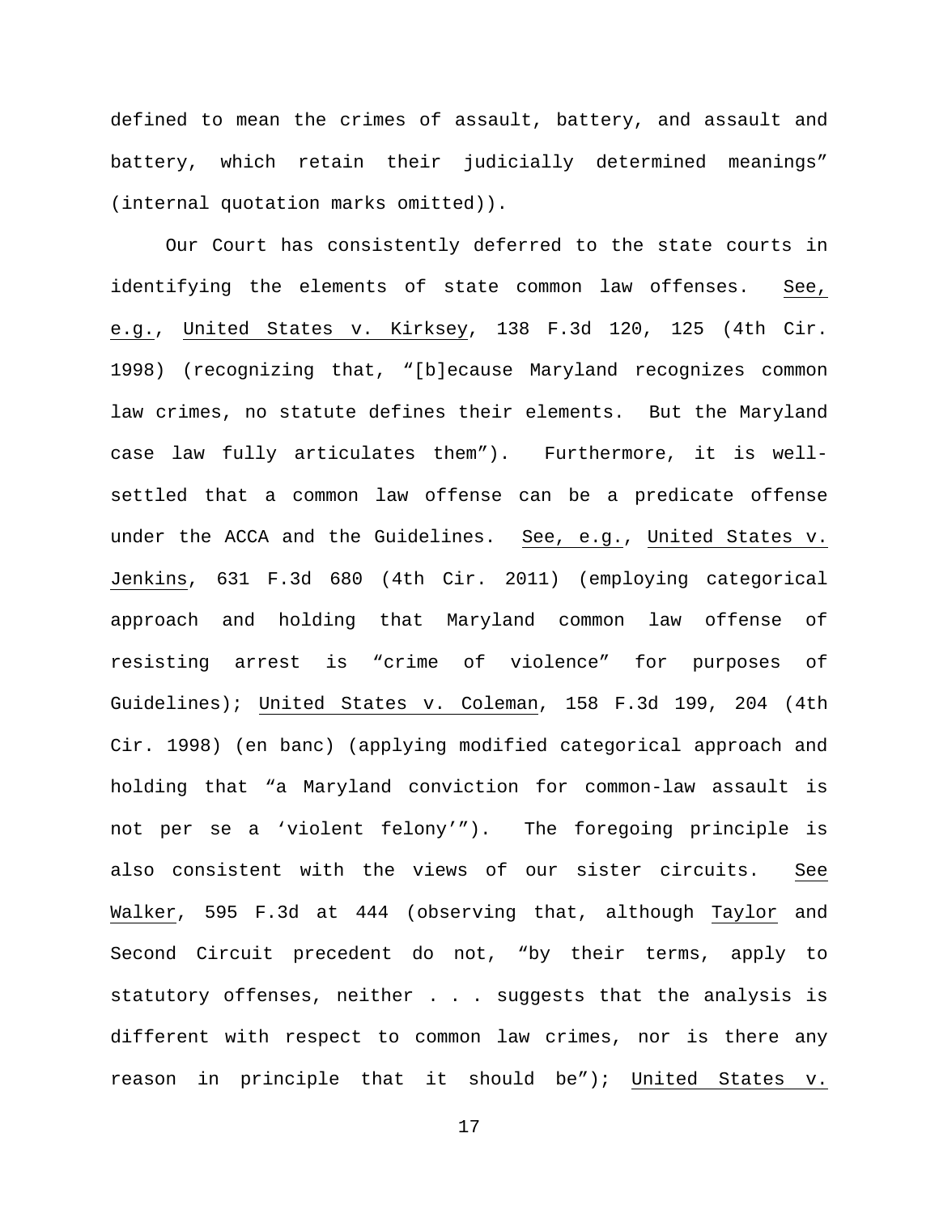defined to mean the crimes of assault, battery, and assault and battery, which retain their judicially determined meanings" (internal quotation marks omitted)).

Our Court has consistently deferred to the state courts in identifying the elements of state common law offenses. See, e.g., United States v. Kirksey, 138 F.3d 120, 125 (4th Cir. 1998) (recognizing that, "[b]ecause Maryland recognizes common law crimes, no statute defines their elements. But the Maryland case law fully articulates them"). Furthermore, it is well-settled that a common law offense can be a predicate offense under the ACCA and the Guidelines. See, e.g., United States v. Jenkins, 631 F.3d 680 (4th Cir. 2011) (employing categorical approach and holding that Maryland common law offense of resisting arrest is "crime of violence" for purposes of Guidelines); United States v. Coleman, 158 F.3d 199, 204 (4th Cir. 1998) (en banc) (applying modified categorical approach and holding that "a Maryland conviction for common-law assault is not per se a 'violent felony'"). The foregoing principle is also consistent with the views of our sister circuits. See Walker, 595 F.3d at 444 (observing that, although Taylor and Second Circuit precedent do not, "by their terms, apply to statutory offenses, neither . . . suggests that the analysis is different with respect to common law crimes, nor is there any reason in principle that it should be"); United States v.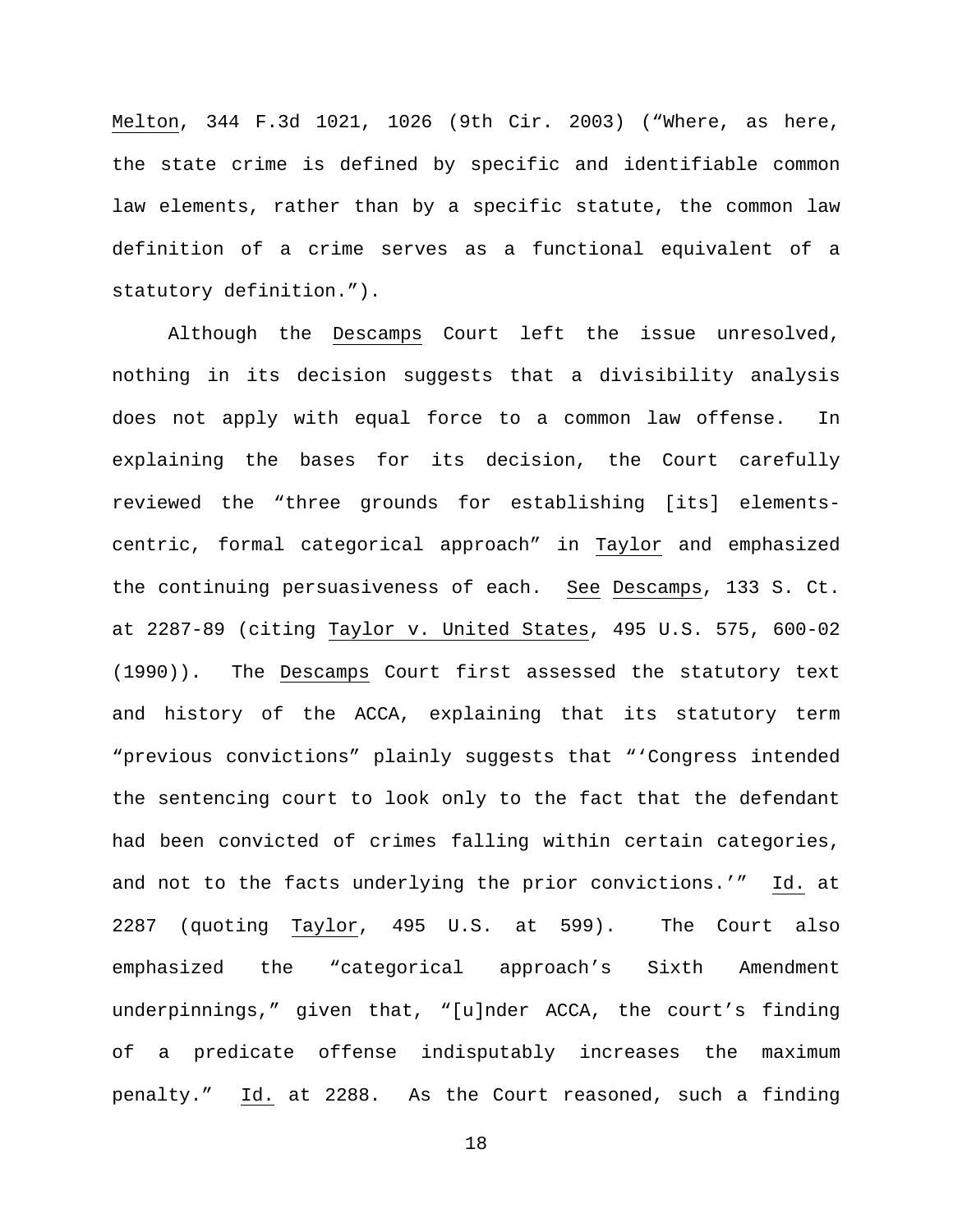Melton, 344 F.3d 1021, 1026 (9th Cir. 2003) ("Where, as here, the state crime is defined by specific and identifiable common law elements, rather than by a specific statute, the common law definition of a crime serves as a functional equivalent of a statutory definition.").

Although the Descamps Court left the issue unresolved, nothing in its decision suggests that a divisibility analysis does not apply with equal force to a common law offense. In explaining the bases for its decision, the Court carefully reviewed the "three grounds for establishing [its] elements-centric, formal categorical approach" in Taylor and emphasized the continuing persuasiveness of each. See Descamps, 133 S. Ct. at 2287-89 (citing Taylor v. United States, 495 U.S. 575, 600-02 (1990)). The Descamps Court first assessed the statutory text and history of the ACCA, explaining that its statutory term "previous convictions" plainly suggests that "'Congress intended the sentencing court to look only to the fact that the defendant had been convicted of crimes falling within certain categories, and not to the facts underlying the prior convictions.'" Id. at 2287 (quoting Taylor, 495 U.S. at 599). The Court also emphasized the "categorical approach's Sixth Amendment underpinnings," given that, "[u]nder ACCA, the court's finding of a predicate offense indisputably increases the maximum penalty." Id. at 2288. As the Court reasoned, such a finding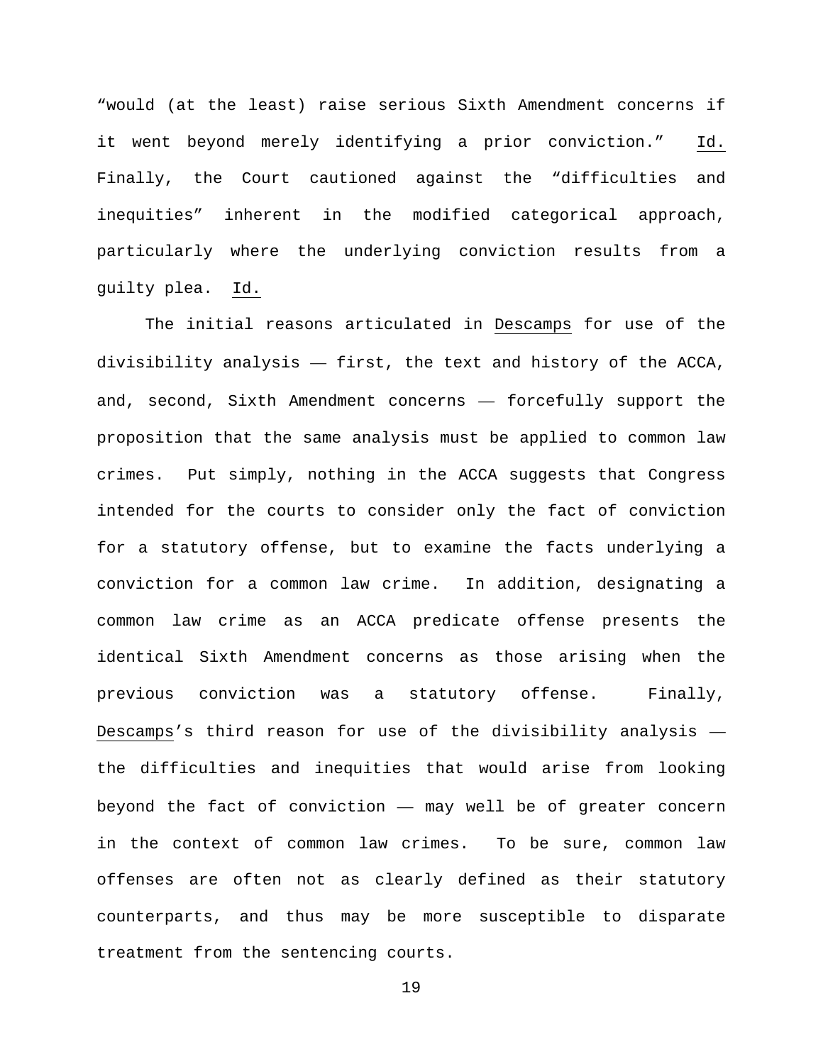"would (at the least) raise serious Sixth Amendment concerns if it went beyond merely identifying a prior conviction." Id. Finally, the Court cautioned against the "difficulties and inequities" inherent in the modified categorical approach, particularly where the underlying conviction results from a guilty plea. Id.

The initial reasons articulated in Descamps for use of the divisibility analysis — first, the text and history of the ACCA, and, second, Sixth Amendment concerns — forcefully support the proposition that the same analysis must be applied to common law crimes. Put simply, nothing in the ACCA suggests that Congress intended for the courts to consider only the fact of conviction for a statutory offense, but to examine the facts underlying a conviction for a common law crime. In addition, designating a common law crime as an ACCA predicate offense presents the identical Sixth Amendment concerns as those arising when the previous conviction was a statutory offense. Finally, Descamps's third reason for use of the divisibility analysis — the difficulties and inequities that would arise from looking beyond the fact of conviction — may well be of greater concern in the context of common law crimes. To be sure, common law offenses are often not as clearly defined as their statutory counterparts, and thus may be more susceptible to disparate treatment from the sentencing courts.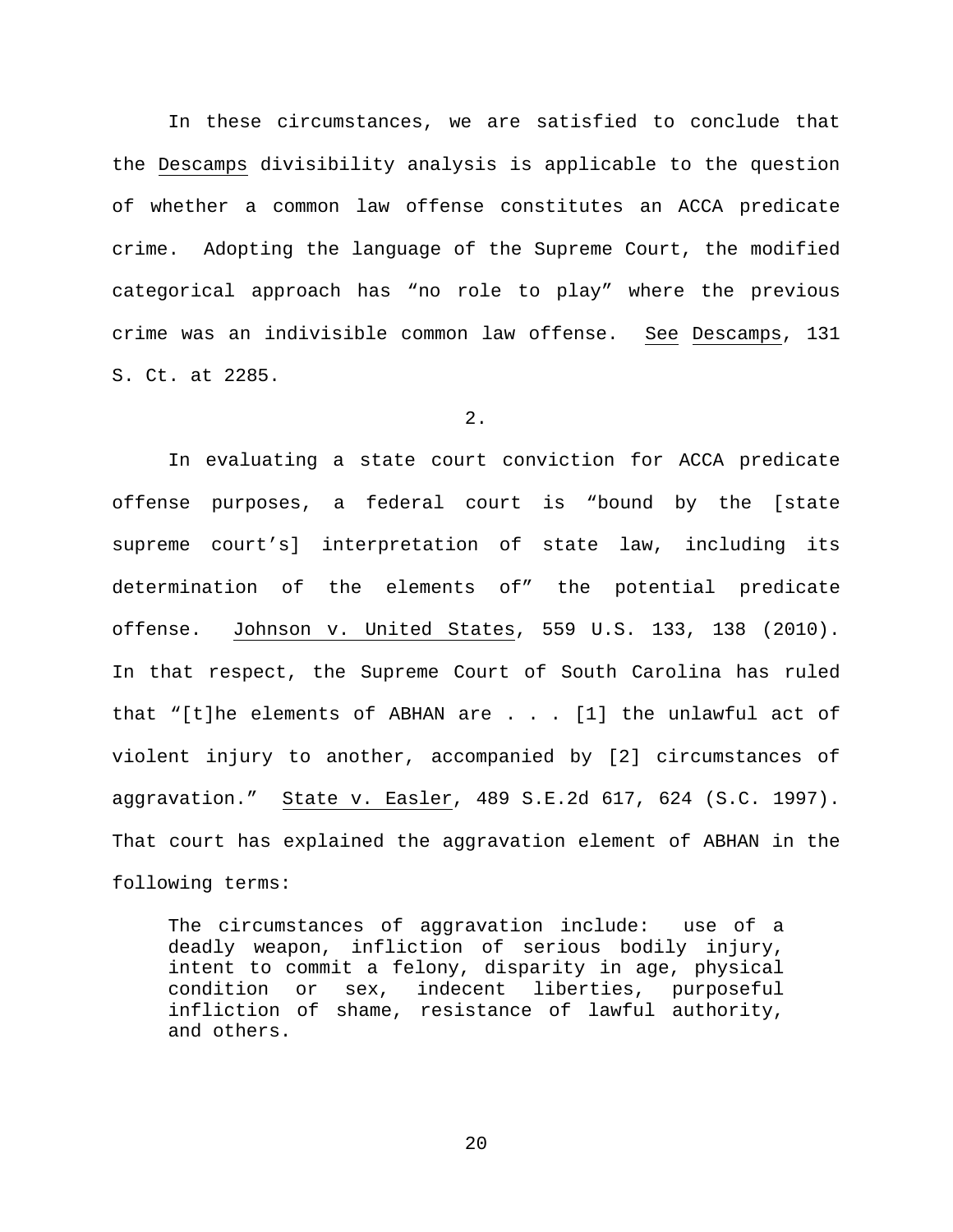In these circumstances, we are satisfied to conclude that the Descamps divisibility analysis is applicable to the question of whether a common law offense constitutes an ACCA predicate crime. Adopting the language of the Supreme Court, the modified categorical approach has "no role to play" where the previous crime was an indivisible common law offense. See Descamps, 131 S. Ct. at 2285.

2.

In evaluating a state court conviction for ACCA predicate offense purposes, a federal court is "bound by the [state supreme court's] interpretation of state law, including its determination of the elements of" the potential predicate offense. Johnson v. United States, 559 U.S. 133, 138 (2010). In that respect, the Supreme Court of South Carolina has ruled that "[t]he elements of ABHAN are . . . [1] the unlawful act of violent injury to another, accompanied by [2] circumstances of aggravation." State v. Easler, 489 S.E.2d 617, 624 (S.C. 1997). That court has explained the aggravation element of ABHAN in the following terms:

> The circumstances of aggravation include: use of a deadly weapon, infliction of serious bodily injury, intent to commit a felony, disparity in age, physical condition or sex, indecent liberties, purposeful infliction of shame, resistance of lawful authority, and others.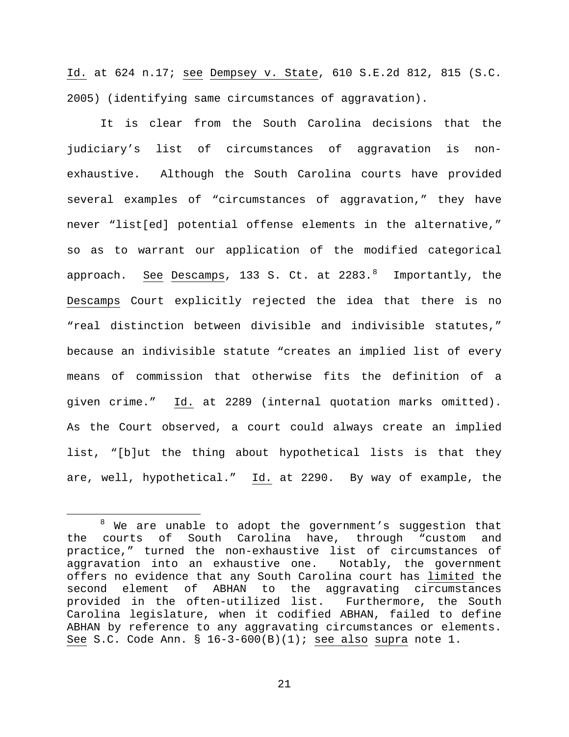Id. at 624 n.17; see Dempsey v. State, 610 S.E.2d 812, 815 (S.C. 2005) (identifying same circumstances of aggravation).

It is clear from the South Carolina decisions that the judiciary's list of circumstances of aggravation is non-exhaustive. Although the South Carolina courts have provided several examples of "circumstances of aggravation," they have never "list[ed] potential offense elements in the alternative," so as to warrant our application of the modified categorical approach. See Descamps, 133 S. Ct. at 2283.[8] Importantly, the Descamps Court explicitly rejected the idea that there is no "real distinction between divisible and indivisible statutes," because an indivisible statute "creates an implied list of every means of commission that otherwise fits the definition of a given crime." Id. at 2289 (internal quotation marks omitted). As the Court observed, a court could always create an implied list, "[b]ut the thing about hypothetical lists is that they are, well, hypothetical." Id. at 2290. By way of example, the

[8] We are unable to adopt the government's suggestion that the courts of South Carolina have, through "custom and practice," turned the non-exhaustive list of circumstances of aggravation into an exhaustive one. Notably, the government offers no evidence that any South Carolina court has limited the second element of ABHAN to the aggravating circumstances provided in the often-utilized list. Furthermore, the South Carolina legislature, when it codified ABHAN, failed to define ABHAN by reference to any aggravating circumstances or elements. See S.C. Code Ann. § 16-3-600(B)(1); see also supra note 1.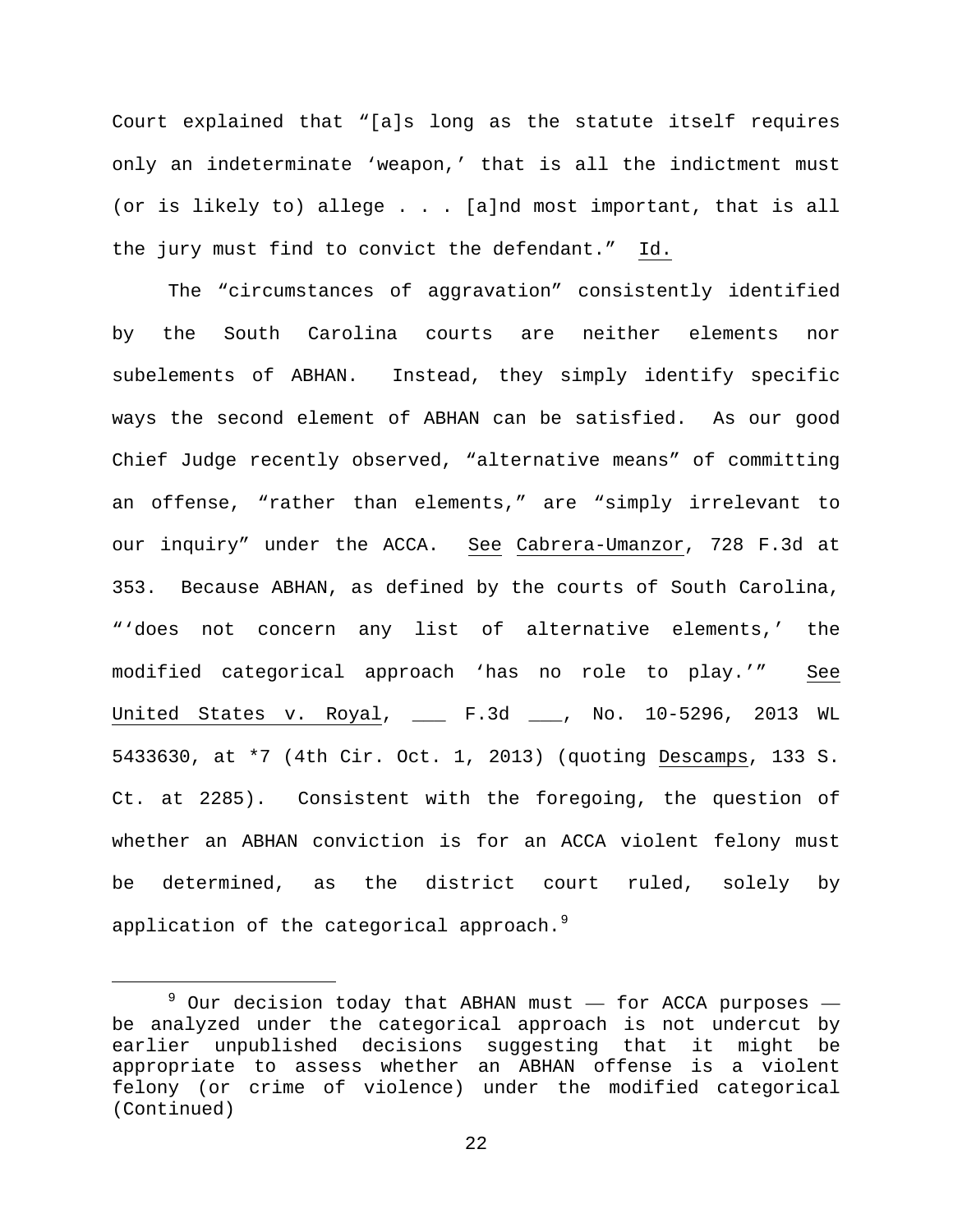Court explained that "[a]s long as the statute itself requires only an indeterminate 'weapon,' that is all the indictment must (or is likely to) allege . . . [a]nd most important, that is all the jury must find to convict the defendant." Id.

The "circumstances of aggravation" consistently identified by the South Carolina courts are neither elements nor subelements of ABHAN. Instead, they simply identify specific ways the second element of ABHAN can be satisfied. As our good Chief Judge recently observed, "alternative means" of committing an offense, "rather than elements," are "simply irrelevant to our inquiry" under the ACCA. See Cabrera-Umanzor, 728 F.3d at 353. Because ABHAN, as defined by the courts of South Carolina, "'does not concern any list of alternative elements,' the modified categorical approach 'has no role to play.'" See United States v. Royal, ___ F.3d ___, No. 10-5296, 2013 WL 5433630, at *7 (4th Cir. Oct. 1, 2013) (quoting Descamps, 133 S. Ct. at 2285). Consistent with the foregoing, the question of whether an ABHAN conviction is for an ACCA violent felony must be determined, as the district court ruled, solely by application of the categorical approach.[9]

---

[9] Our decision today that ABHAN must — for ACCA purposes — be analyzed under the categorical approach is not undercut by earlier unpublished decisions suggesting that it might be appropriate to assess whether an ABHAN offense is a violent felony (or crime of violence) under the modified categorical (Continued)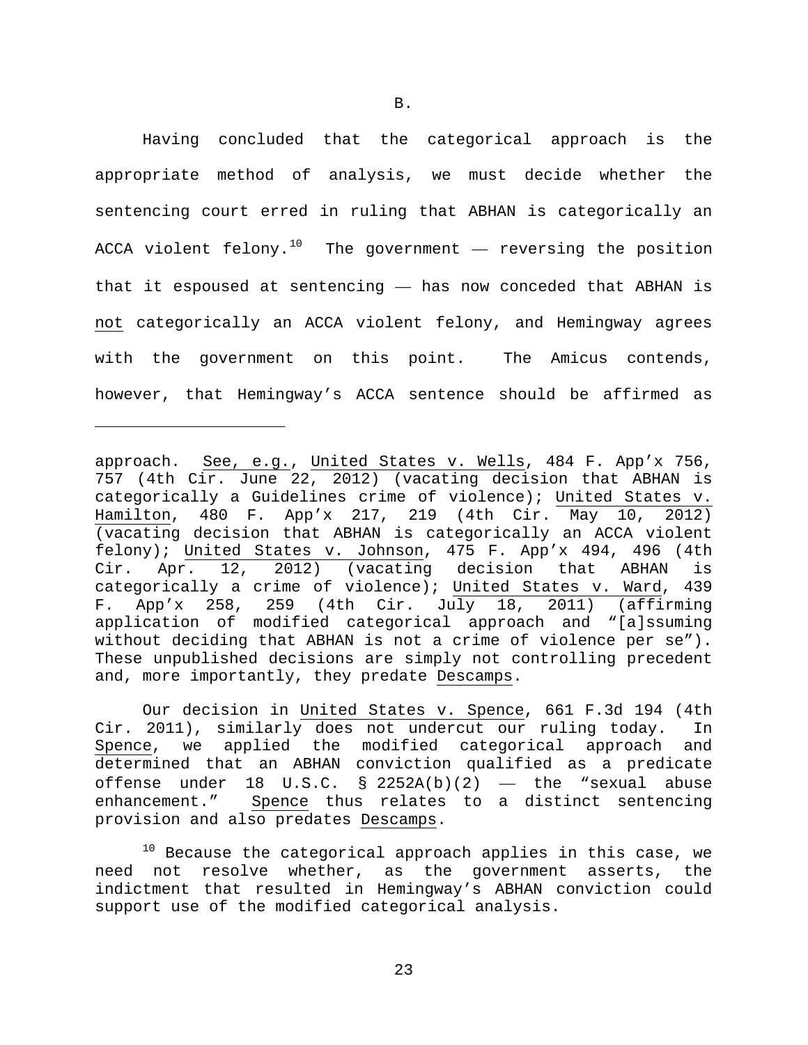B.

Having concluded that the categorical approach is the appropriate method of analysis, we must decide whether the sentencing court erred in ruling that ABHAN is categorically an ACCA violent felony.[10] The government — reversing the position that it espoused at sentencing — has now conceded that ABHAN is not categorically an ACCA violent felony, and Hemingway agrees with the government on this point. The Amicus contends, however, that Hemingway's ACCA sentence should be affirmed as

---

approach. See, e.g., United States v. Wells, 484 F. App'x 756, 757 (4th Cir. June 22, 2012) (vacating decision that ABHAN is categorically a Guidelines crime of violence); United States v. Hamilton, 480 F. App'x 217, 219 (4th Cir. May 10, 2012) (vacating decision that ABHAN is categorically an ACCA violent felony); United States v. Johnson, 475 F. App'x 494, 496 (4th Cir. Apr. 12, 2012) (vacating decision that ABHAN is categorically a crime of violence); United States v. Ward, 439 F. App'x 258, 259 (4th Cir. July 18, 2011) (affirming application of modified categorical approach and "[a]ssuming without deciding that ABHAN is not a crime of violence per se"). These unpublished decisions are simply not controlling precedent and, more importantly, they predate Descamps.

Our decision in United States v. Spence, 661 F.3d 194 (4th Cir. 2011), similarly does not undercut our ruling today. In Spence, we applied the modified categorical approach and determined that an ABHAN conviction qualified as a predicate offense under 18 U.S.C. § 2252A(b)(2) — the "sexual abuse enhancement." Spence thus relates to a distinct sentencing provision and also predates Descamps.

[10] Because the categorical approach applies in this case, we need not resolve whether, as the government asserts, the indictment that resulted in Hemingway's ABHAN conviction could support use of the modified categorical analysis.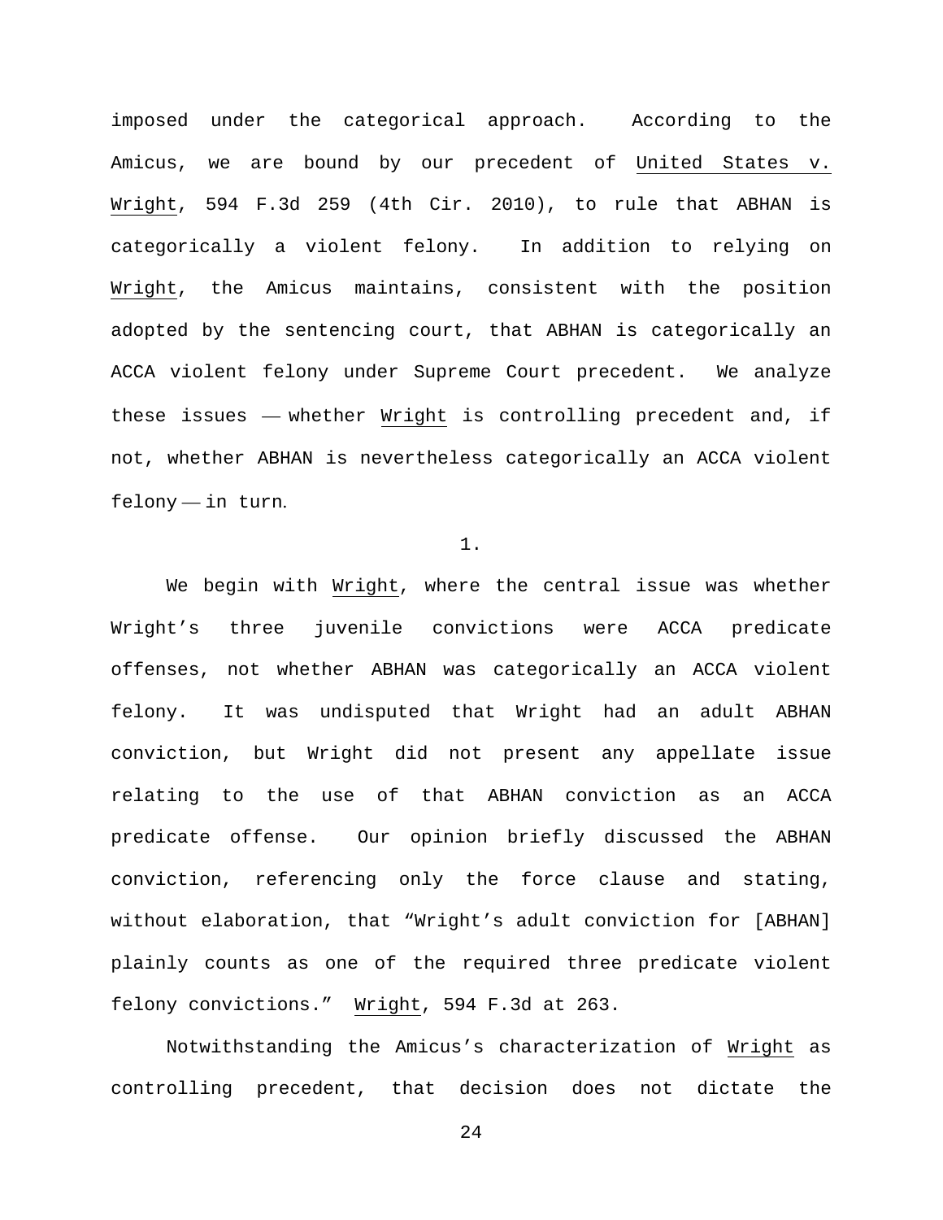imposed under the categorical approach. According to the Amicus, we are bound by our precedent of United States v. Wright, 594 F.3d 259 (4th Cir. 2010), to rule that ABHAN is categorically a violent felony. In addition to relying on Wright, the Amicus maintains, consistent with the position adopted by the sentencing court, that ABHAN is categorically an ACCA violent felony under Supreme Court precedent. We analyze these issues — whether Wright is controlling precedent and, if not, whether ABHAN is nevertheless categorically an ACCA violent felony — in turn.

1.

We begin with Wright, where the central issue was whether Wright's three juvenile convictions were ACCA predicate offenses, not whether ABHAN was categorically an ACCA violent felony. It was undisputed that Wright had an adult ABHAN conviction, but Wright did not present any appellate issue relating to the use of that ABHAN conviction as an ACCA predicate offense. Our opinion briefly discussed the ABHAN conviction, referencing only the force clause and stating, without elaboration, that "Wright's adult conviction for [ABHAN] plainly counts as one of the required three predicate violent felony convictions." Wright, 594 F.3d at 263.

Notwithstanding the Amicus's characterization of Wright as controlling precedent, that decision does not dictate the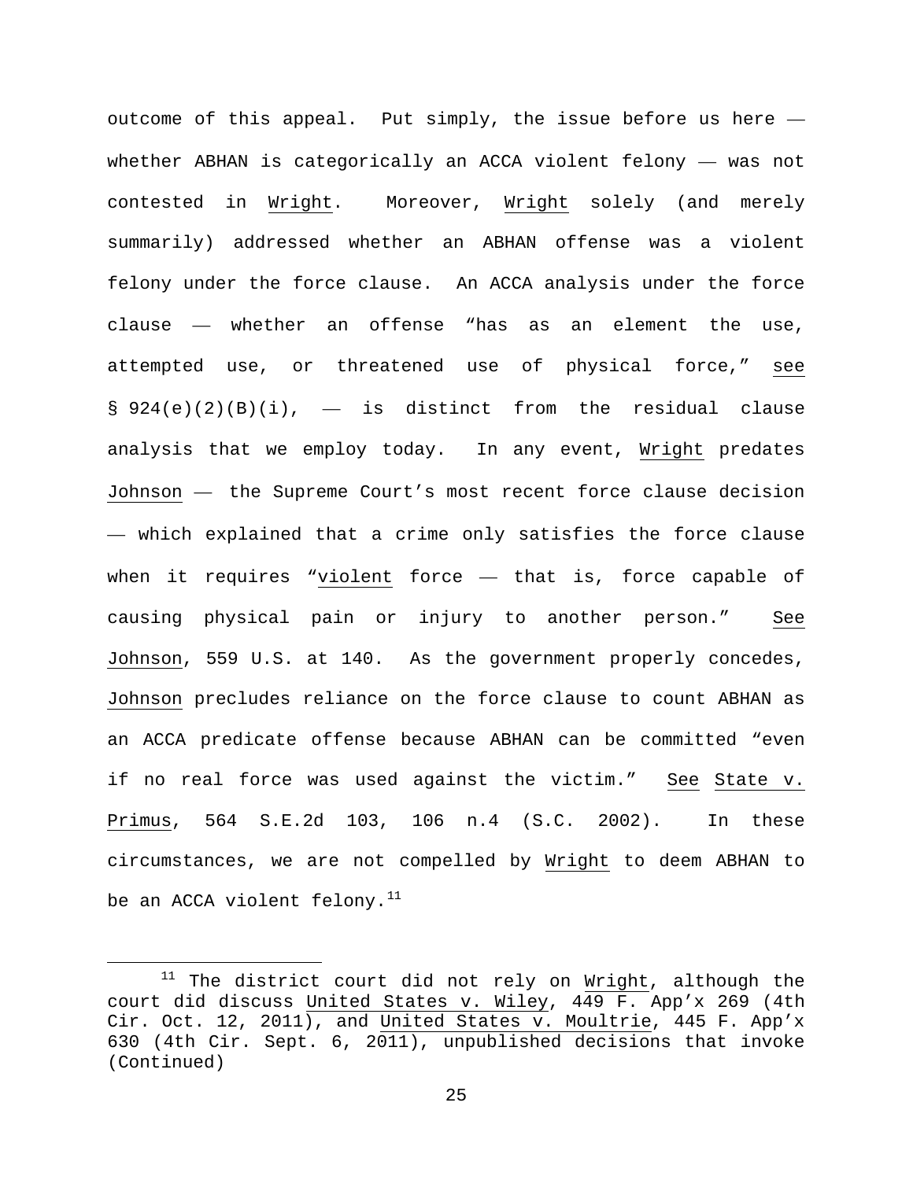outcome of this appeal. Put simply, the issue before us here — whether ABHAN is categorically an ACCA violent felony — was not contested in Wright. Moreover, Wright solely (and merely summarily) addressed whether an ABHAN offense was a violent felony under the force clause. An ACCA analysis under the force clause — whether an offense "has as an element the use, attempted use, or threatened use of physical force," see § 924(e)(2)(B)(i), — is distinct from the residual clause analysis that we employ today. In any event, Wright predates Johnson — the Supreme Court's most recent force clause decision — which explained that a crime only satisfies the force clause when it requires "violent force — that is, force capable of causing physical pain or injury to another person." See Johnson, 559 U.S. at 140. As the government properly concedes, Johnson precludes reliance on the force clause to count ABHAN as an ACCA predicate offense because ABHAN can be committed "even if no real force was used against the victim." See State v. Primus, 564 S.E.2d 103, 106 n.4 (S.C. 2002). In these circumstances, we are not compelled by Wright to deem ABHAN to be an ACCA violent felony.[11]

---

[11] The district court did not rely on Wright, although the court did discuss United States v. Wiley, 449 F. App'x 269 (4th Cir. Oct. 12, 2011), and United States v. Moultrie, 445 F. App'x 630 (4th Cir. Sept. 6, 2011), unpublished decisions that invoke (Continued)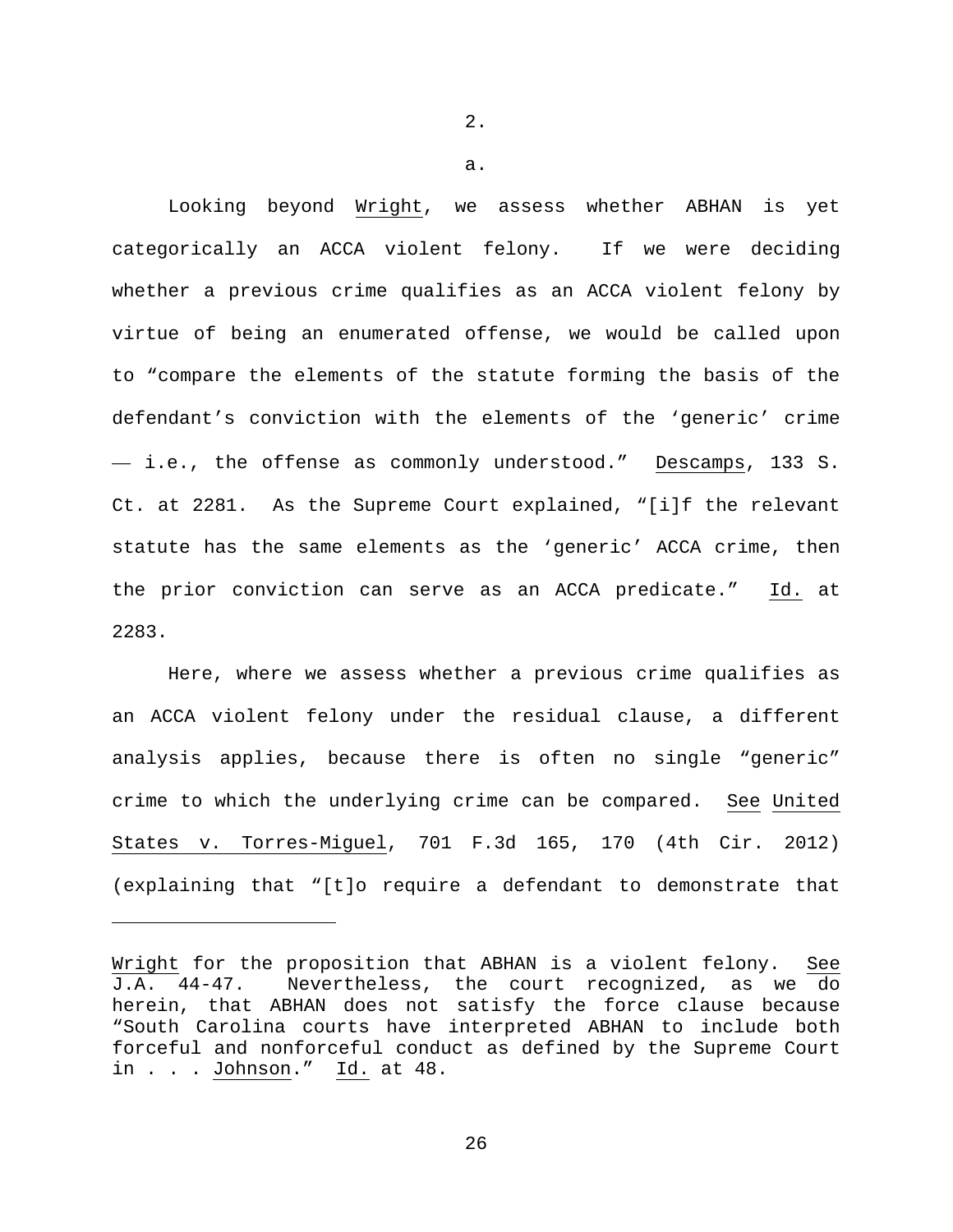2.

a.

Looking beyond Wright, we assess whether ABHAN is yet categorically an ACCA violent felony. If we were deciding whether a previous crime qualifies as an ACCA violent felony by virtue of being an enumerated offense, we would be called upon to "compare the elements of the statute forming the basis of the defendant's conviction with the elements of the 'generic' crime — i.e., the offense as commonly understood." Descamps, 133 S. Ct. at 2281. As the Supreme Court explained, "[i]f the relevant statute has the same elements as the 'generic' ACCA crime, then the prior conviction can serve as an ACCA predicate." Id. at 2283.

Here, where we assess whether a previous crime qualifies as an ACCA violent felony under the residual clause, a different analysis applies, because there is often no single "generic" crime to which the underlying crime can be compared. See United States v. Torres-Miguel, 701 F.3d 165, 170 (4th Cir. 2012) (explaining that "[t]o require a defendant to demonstrate that

---

Wright for the proposition that ABHAN is a violent felony. See J.A. 44-47. Nevertheless, the court recognized, as we do herein, that ABHAN does not satisfy the force clause because "South Carolina courts have interpreted ABHAN to include both forceful and nonforceful conduct as defined by the Supreme Court in . . . Johnson." Id. at 48.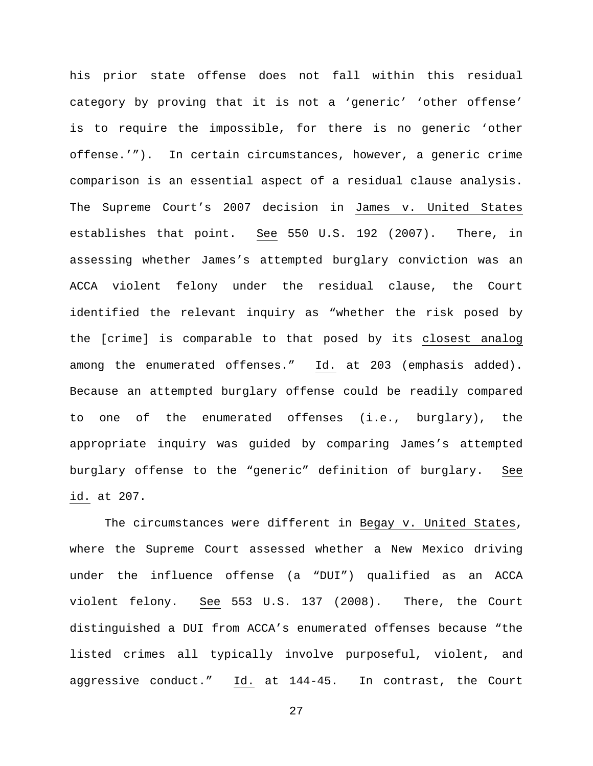his prior state offense does not fall within this residual category by proving that it is not a 'generic' 'other offense' is to require the impossible, for there is no generic 'other offense.'"). In certain circumstances, however, a generic crime comparison is an essential aspect of a residual clause analysis. The Supreme Court's 2007 decision in James v. United States establishes that point. See 550 U.S. 192 (2007). There, in assessing whether James's attempted burglary conviction was an ACCA violent felony under the residual clause, the Court identified the relevant inquiry as "whether the risk posed by the [crime] is comparable to that posed by its closest analog among the enumerated offenses." Id. at 203 (emphasis added). Because an attempted burglary offense could be readily compared to one of the enumerated offenses (i.e., burglary), the appropriate inquiry was guided by comparing James's attempted burglary offense to the "generic" definition of burglary. See id. at 207.

The circumstances were different in Begay v. United States, where the Supreme Court assessed whether a New Mexico driving under the influence offense (a "DUI") qualified as an ACCA violent felony. See 553 U.S. 137 (2008). There, the Court distinguished a DUI from ACCA's enumerated offenses because "the listed crimes all typically involve purposeful, violent, and aggressive conduct." Id. at 144-45. In contrast, the Court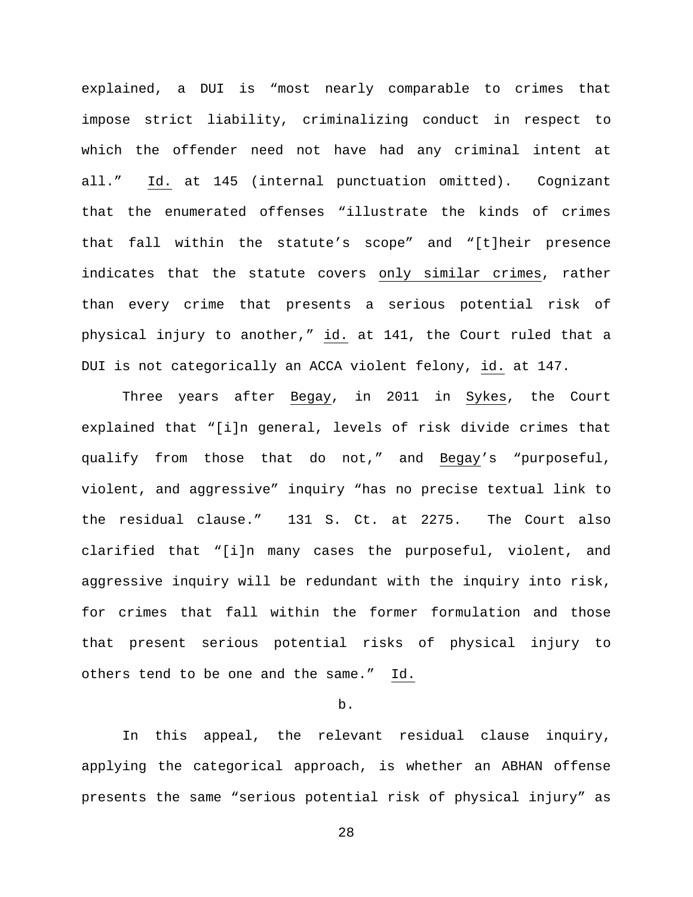explained, a DUI is "most nearly comparable to crimes that impose strict liability, criminalizing conduct in respect to which the offender need not have had any criminal intent at all." Id. at 145 (internal punctuation omitted). Cognizant that the enumerated offenses "illustrate the kinds of crimes that fall within the statute's scope" and "[t]heir presence indicates that the statute covers only similar crimes, rather than every crime that presents a serious potential risk of physical injury to another," id. at 141, the Court ruled that a DUI is not categorically an ACCA violent felony, id. at 147.

Three years after Begay, in 2011 in Sykes, the Court explained that "[i]n general, levels of risk divide crimes that qualify from those that do not," and Begay's "purposeful, violent, and aggressive" inquiry "has no precise textual link to the residual clause." 131 S. Ct. at 2275. The Court also clarified that "[i]n many cases the purposeful, violent, and aggressive inquiry will be redundant with the inquiry into risk, for crimes that fall within the former formulation and those that present serious potential risks of physical injury to others tend to be one and the same." Id.

b.

In this appeal, the relevant residual clause inquiry, applying the categorical approach, is whether an ABHAN offense presents the same "serious potential risk of physical injury" as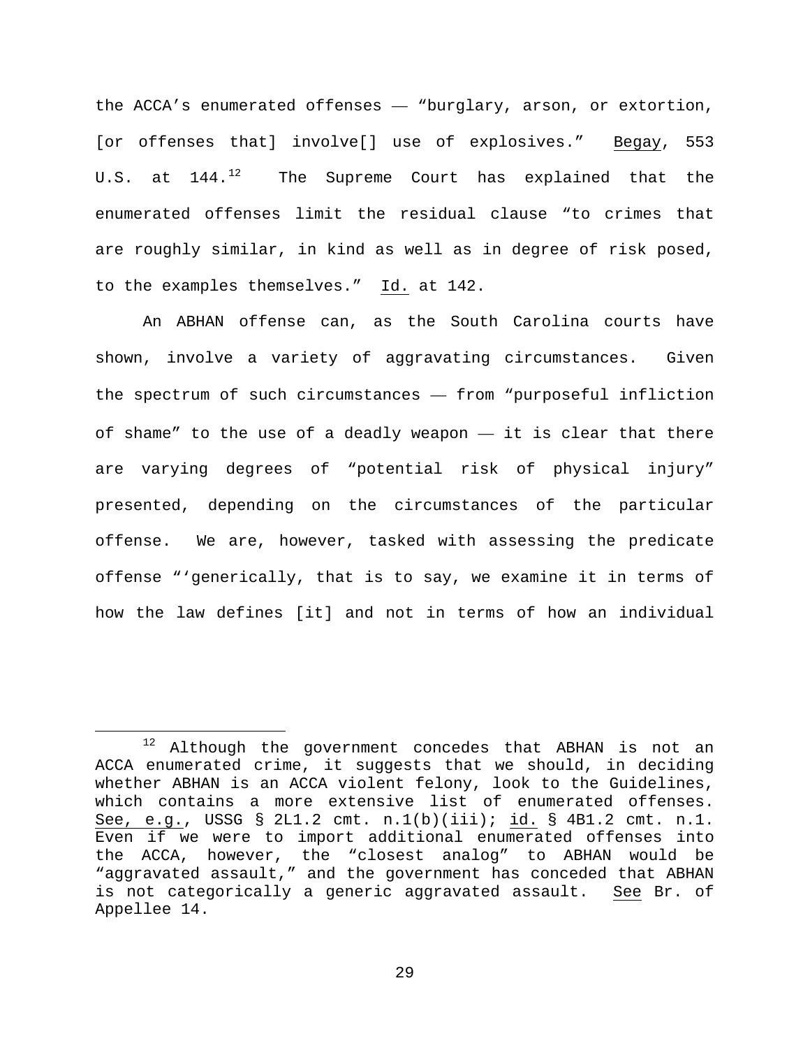the ACCA's enumerated offenses — "burglary, arson, or extortion, [or offenses that] involve[] use of explosives." Begay, 553 U.S. at 144.[12] The Supreme Court has explained that the enumerated offenses limit the residual clause "to crimes that are roughly similar, in kind as well as in degree of risk posed, to the examples themselves." Id. at 142.

An ABHAN offense can, as the South Carolina courts have shown, involve a variety of aggravating circumstances. Given the spectrum of such circumstances — from "purposeful infliction of shame" to the use of a deadly weapon — it is clear that there are varying degrees of "potential risk of physical injury" presented, depending on the circumstances of the particular offense. We are, however, tasked with assessing the predicate offense "'generically, that is to say, we examine it in terms of how the law defines [it] and not in terms of how an individual

[12] Although the government concedes that ABHAN is not an ACCA enumerated crime, it suggests that we should, in deciding whether ABHAN is an ACCA violent felony, look to the Guidelines, which contains a more extensive list of enumerated offenses. See, e.g., USSG § 2L1.2 cmt. n.1(b)(iii); id. § 4B1.2 cmt. n.1. Even if we were to import additional enumerated offenses into the ACCA, however, the "closest analog" to ABHAN would be "aggravated assault," and the government has conceded that ABHAN is not categorically a generic aggravated assault. See Br. of Appellee 14.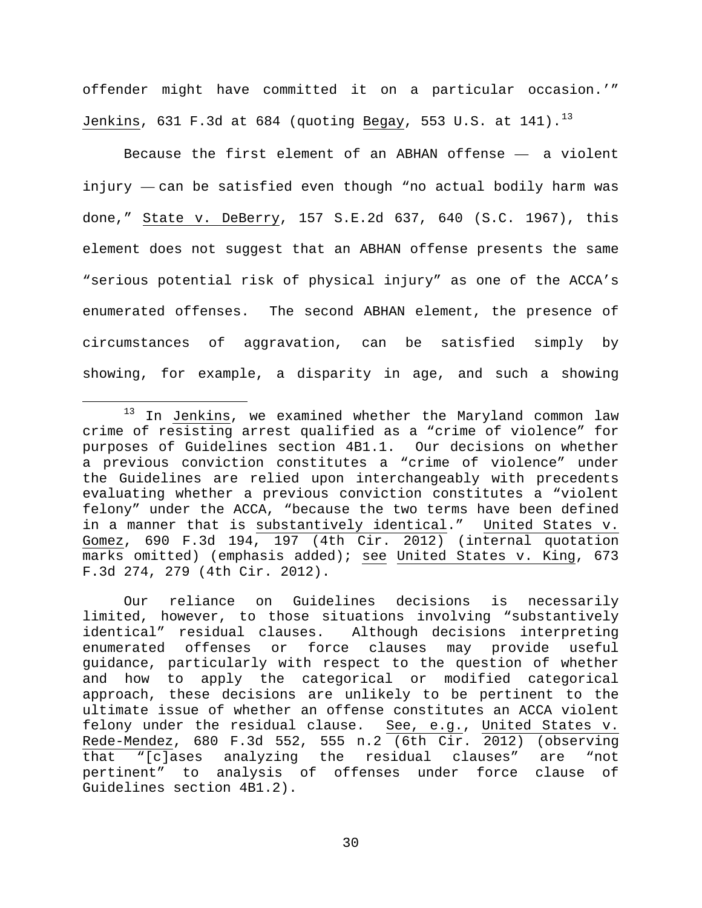offender might have committed it on a particular occasion.'" Jenkins, 631 F.3d at 684 (quoting Begay, 553 U.S. at 141).[13]

Because the first element of an ABHAN offense — a violent injury — can be satisfied even though "no actual bodily harm was done," State v. DeBerry, 157 S.E.2d 637, 640 (S.C. 1967), this element does not suggest that an ABHAN offense presents the same "serious potential risk of physical injury" as one of the ACCA's enumerated offenses. The second ABHAN element, the presence of circumstances of aggravation, can be satisfied simply by showing, for example, a disparity in age, and such a showing

---

[13] In Jenkins, we examined whether the Maryland common law crime of resisting arrest qualified as a "crime of violence" for purposes of Guidelines section 4B1.1. Our decisions on whether a previous conviction constitutes a "crime of violence" under the Guidelines are relied upon interchangeably with precedents evaluating whether a previous conviction constitutes a "violent felony" under the ACCA, "because the two terms have been defined in a manner that is substantively identical." United States v. Gomez, 690 F.3d 194, 197 (4th Cir. 2012) (internal quotation marks omitted) (emphasis added); see United States v. King, 673 F.3d 274, 279 (4th Cir. 2012).

Our reliance on Guidelines decisions is necessarily limited, however, to those situations involving "substantively identical" residual clauses. Although decisions interpreting enumerated offenses or force clauses may provide useful guidance, particularly with respect to the question of whether and how to apply the categorical or modified categorical approach, these decisions are unlikely to be pertinent to the ultimate issue of whether an offense constitutes an ACCA violent felony under the residual clause. See, e.g., United States v. Rede-Mendez, 680 F.3d 552, 555 n.2 (6th Cir. 2012) (observing that "[c]ases analyzing the residual clauses" are "not pertinent" to analysis of offenses under force clause of Guidelines section 4B1.2).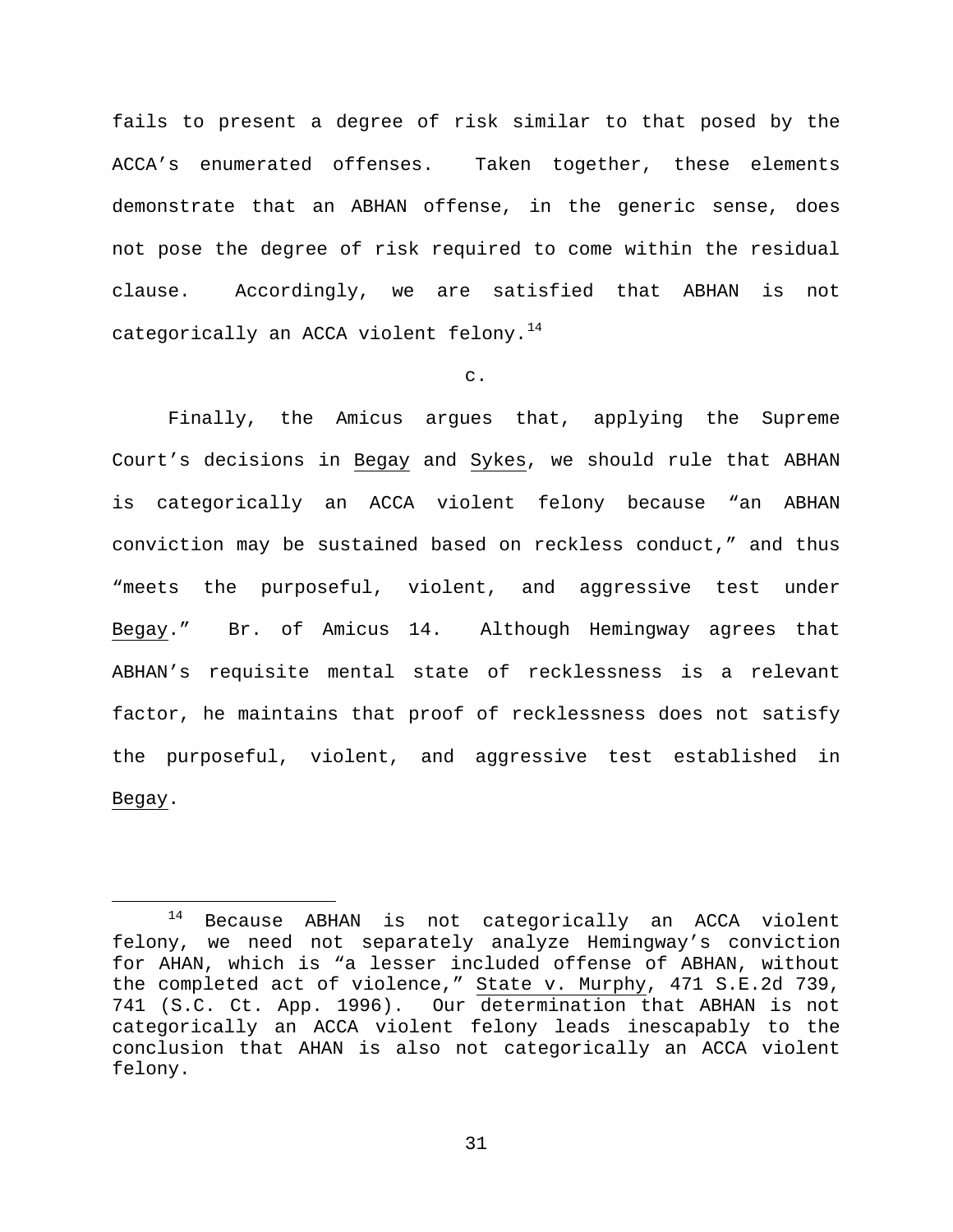fails to present a degree of risk similar to that posed by the ACCA's enumerated offenses. Taken together, these elements demonstrate that an ABHAN offense, in the generic sense, does not pose the degree of risk required to come within the residual clause. Accordingly, we are satisfied that ABHAN is not categorically an ACCA violent felony.[14]

c.

Finally, the Amicus argues that, applying the Supreme Court's decisions in Begay and Sykes, we should rule that ABHAN is categorically an ACCA violent felony because "an ABHAN conviction may be sustained based on reckless conduct," and thus "meets the purposeful, violent, and aggressive test under Begay." Br. of Amicus 14. Although Hemingway agrees that ABHAN's requisite mental state of recklessness is a relevant factor, he maintains that proof of recklessness does not satisfy the purposeful, violent, and aggressive test established in Begay.

---

[14] Because ABHAN is not categorically an ACCA violent felony, we need not separately analyze Hemingway's conviction for AHAN, which is "a lesser included offense of ABHAN, without the completed act of violence," State v. Murphy, 471 S.E.2d 739, 741 (S.C. Ct. App. 1996). Our determination that ABHAN is not categorically an ACCA violent felony leads inescapably to the conclusion that AHAN is also not categorically an ACCA violent felony.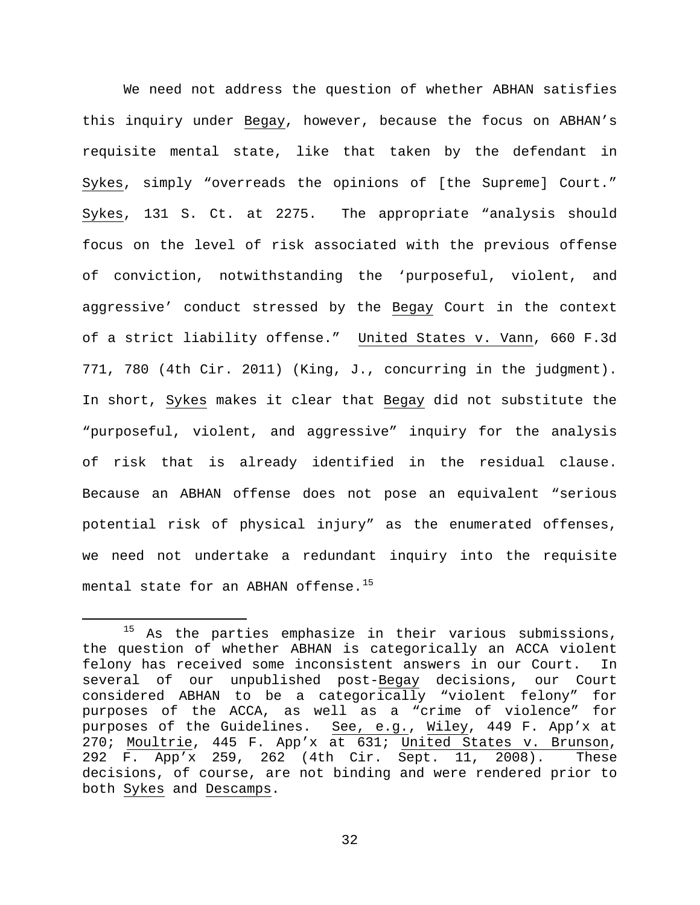We need not address the question of whether ABHAN satisfies this inquiry under Begay, however, because the focus on ABHAN's requisite mental state, like that taken by the defendant in Sykes, simply "overreads the opinions of [the Supreme] Court." Sykes, 131 S. Ct. at 2275. The appropriate "analysis should focus on the level of risk associated with the previous offense of conviction, notwithstanding the 'purposeful, violent, and aggressive' conduct stressed by the Begay Court in the context of a strict liability offense." United States v. Vann, 660 F.3d 771, 780 (4th Cir. 2011) (King, J., concurring in the judgment). In short, Sykes makes it clear that Begay did not substitute the "purposeful, violent, and aggressive" inquiry for the analysis of risk that is already identified in the residual clause. Because an ABHAN offense does not pose an equivalent "serious potential risk of physical injury" as the enumerated offenses, we need not undertake a redundant inquiry into the requisite mental state for an ABHAN offense.[15]

---

[15] As the parties emphasize in their various submissions, the question of whether ABHAN is categorically an ACCA violent felony has received some inconsistent answers in our Court. In several of our unpublished post-Begay decisions, our Court considered ABHAN to be a categorically "violent felony" for purposes of the ACCA, as well as a "crime of violence" for purposes of the Guidelines. See, e.g., Wiley, 449 F. App'x at 270; Moultrie, 445 F. App'x at 631; United States v. Brunson, 292 F. App'x 259, 262 (4th Cir. Sept. 11, 2008). These decisions, of course, are not binding and were rendered prior to both Sykes and Descamps.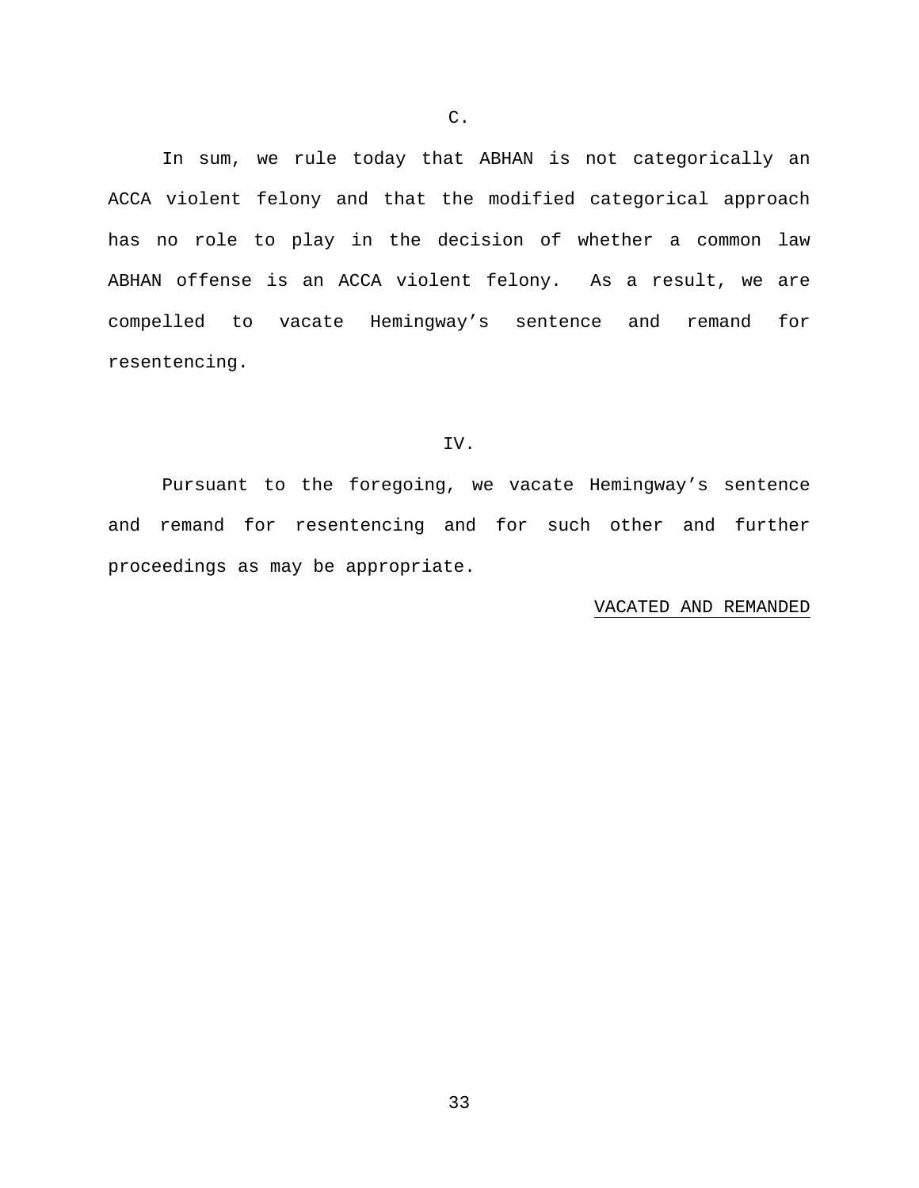C.

In sum, we rule today that ABHAN is not categorically an ACCA violent felony and that the modified categorical approach has no role to play in the decision of whether a common law ABHAN offense is an ACCA violent felony. As a result, we are compelled to vacate Hemingway's sentence and remand for resentencing.

IV.

Pursuant to the foregoing, we vacate Hemingway's sentence and remand for resentencing and for such other and further proceedings as may be appropriate.

VACATED AND REMANDED